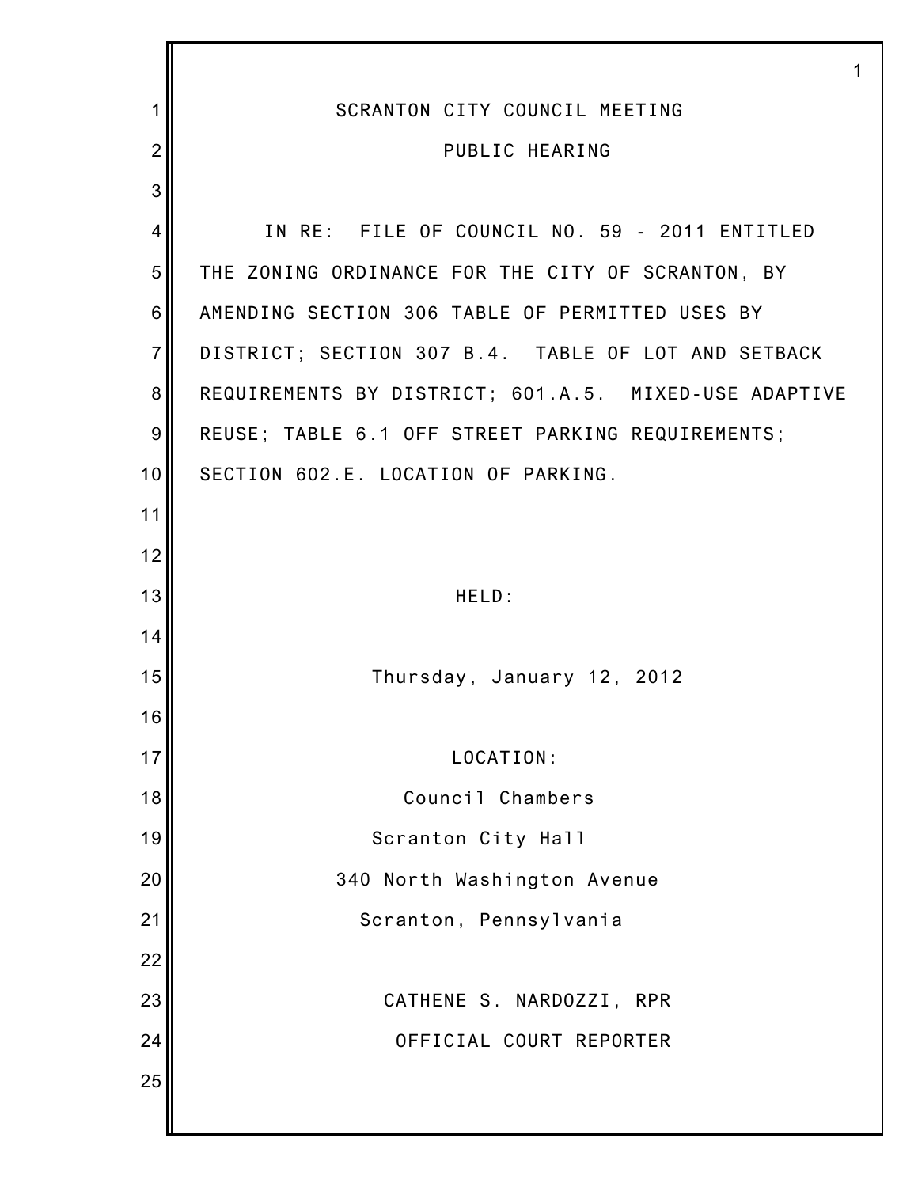SCRANTON CITY COUNCIL MEETING

PUBLIC HEARING

IN RE: FILE OF COUNCIL NO. 59 - 2011 ENTITLED THE ZONING ORDINANCE FOR THE CITY OF SCRANTON, BY AMENDING SECTION 306 TABLE OF PERMITTED USES BY DISTRICT; SECTION 307 B.4. TABLE OF LOT AND SETBACK REQUIREMENTS BY DISTRICT; 601.A.5. MIXED-USE ADAPTIVE REUSE; TABLE 6.1 OFF STREET PARKING REQUIREMENTS; SECTION 602.E. LOCATION OF PARKING.

HELD:

Thursday, January 12, 2012

LOCATION:

Council Chambers

Scranton City Hall

340 North Washington Avenue

Scranton, Pennsylvania

CATHENE S. NARDOZZI, RPR

OFFICIAL COURT REPORTER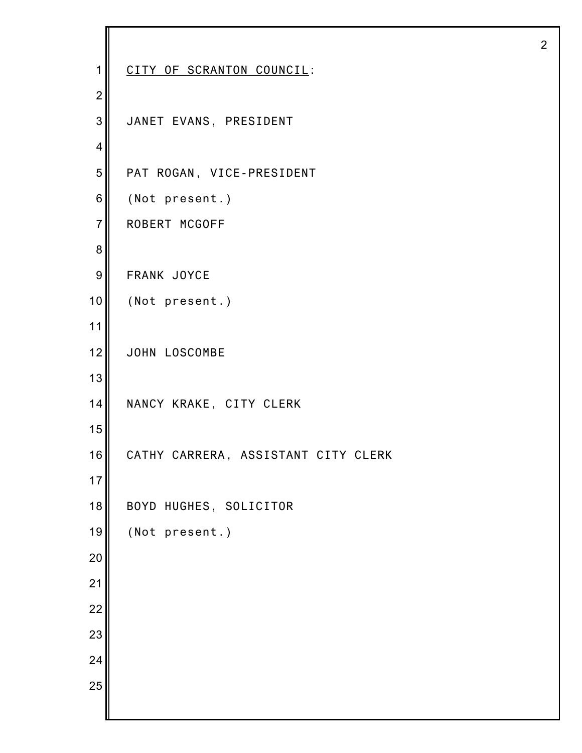<u>CITY OF SCRANTON COUNCIL</u>:

JANET EVANS, PRESIDENT

PAT ROGAN, VICE-PRESIDENT
(Not present.)
ROBERT MCGOFF

FRANK JOYCE
(Not present.)

JOHN LOSCOMBE

NANCY KRAKE, CITY CLERK

CATHY CARRERA, ASSISTANT CITY CLERK

BOYD HUGHES, SOLICITOR
(Not present.)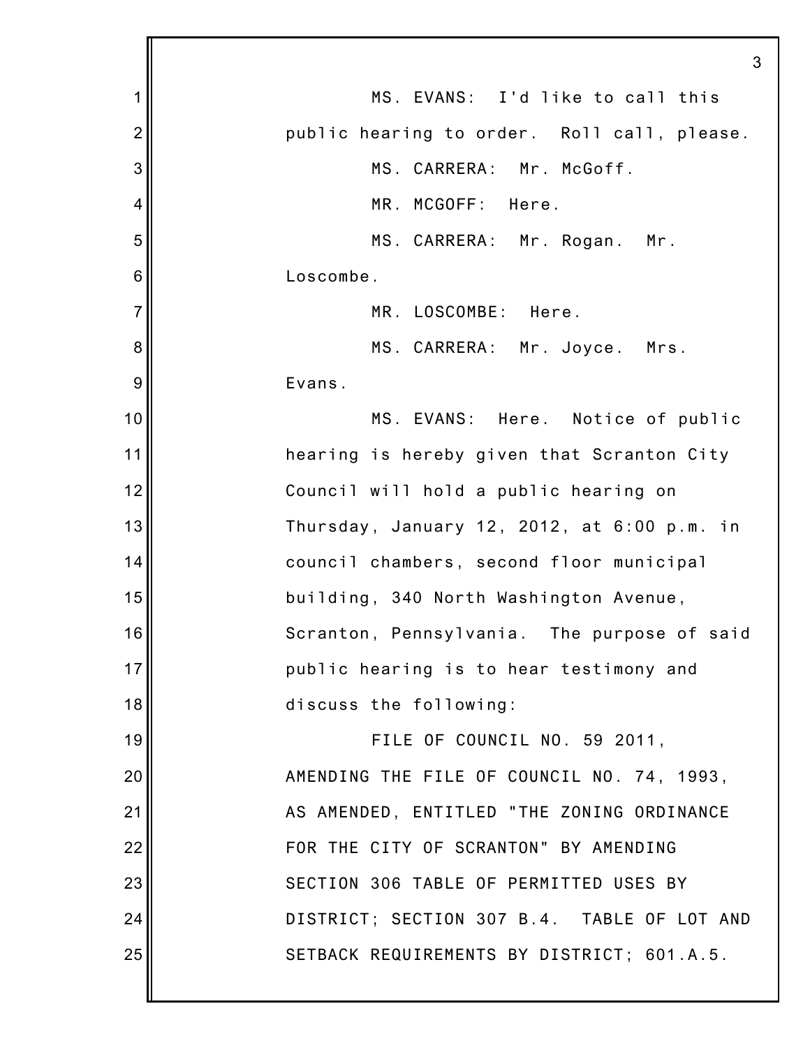MS. EVANS: I'd like to call this public hearing to order. Roll call, please.

MS. CARRERA: Mr. McGoff.

MR. MCGOFF: Here.

MS. CARRERA: Mr. Rogan. Mr. Loscombe.

MR. LOSCOMBE: Here.

MS. CARRERA: Mr. Joyce. Mrs. Evans.

MS. EVANS: Here. Notice of public hearing is hereby given that Scranton City Council will hold a public hearing on Thursday, January 12, 2012, at 6:00 p.m. in council chambers, second floor municipal building, 340 North Washington Avenue, Scranton, Pennsylvania. The purpose of said public hearing is to hear testimony and discuss the following:

FILE OF COUNCIL NO. 59 2011, AMENDING THE FILE OF COUNCIL NO. 74, 1993, AS AMENDED, ENTITLED "THE ZONING ORDINANCE FOR THE CITY OF SCRANTON" BY AMENDING SECTION 306 TABLE OF PERMITTED USES BY DISTRICT; SECTION 307 B.4. TABLE OF LOT AND SETBACK REQUIREMENTS BY DISTRICT; 601.A.5.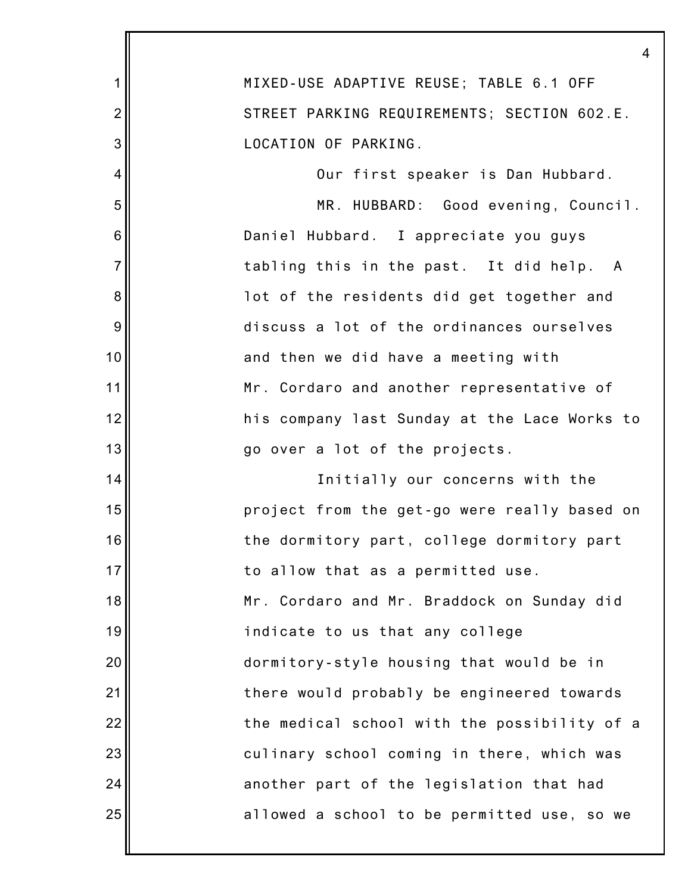MIXED-USE ADAPTIVE REUSE; TABLE 6.1 OFF STREET PARKING REQUIREMENTS; SECTION 602.E. LOCATION OF PARKING.

Our first speaker is Dan Hubbard.

MR. HUBBARD: Good evening, Council. Daniel Hubbard. I appreciate you guys tabling this in the past. It did help. A lot of the residents did get together and discuss a lot of the ordinances ourselves and then we did have a meeting with Mr. Cordaro and another representative of his company last Sunday at the Lace Works to go over a lot of the projects.

Initially our concerns with the project from the get-go were really based on the dormitory part, college dormitory part to allow that as a permitted use. Mr. Cordaro and Mr. Braddock on Sunday did indicate to us that any college dormitory-style housing that would be in there would probably be engineered towards the medical school with the possibility of a culinary school coming in there, which was another part of the legislation that had allowed a school to be permitted use, so we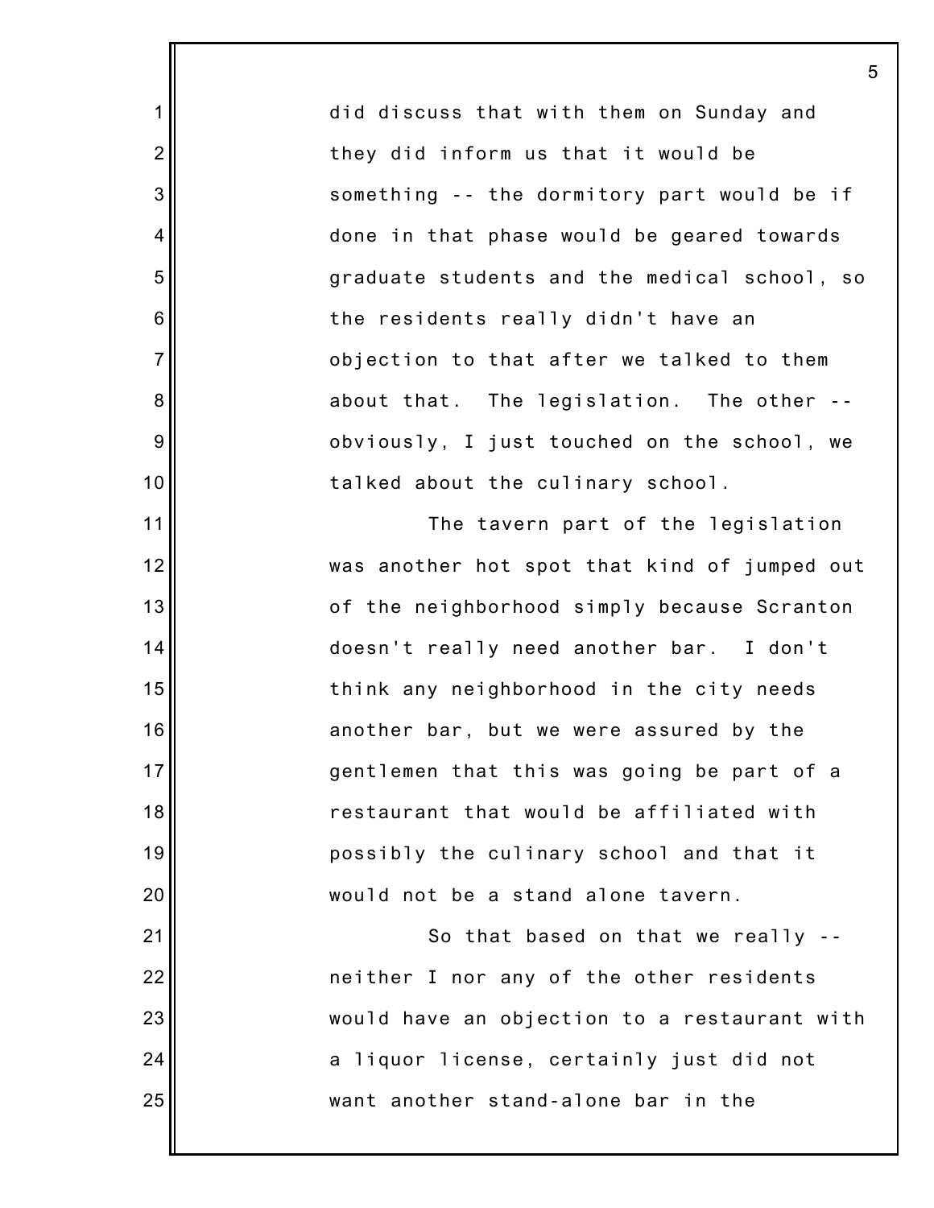did discuss that with them on Sunday and they did inform us that it would be something -- the dormitory part would be if done in that phase would be geared towards graduate students and the medical school, so the residents really didn't have an objection to that after we talked to them about that. The legislation. The other -- obviously, I just touched on the school, we talked about the culinary school.

The tavern part of the legislation was another hot spot that kind of jumped out of the neighborhood simply because Scranton doesn't really need another bar. I don't think any neighborhood in the city needs another bar, but we were assured by the gentlemen that this was going be part of a restaurant that would be affiliated with possibly the culinary school and that it would not be a stand alone tavern.

So that based on that we really -- neither I nor any of the other residents would have an objection to a restaurant with a liquor license, certainly just did not want another stand-alone bar in the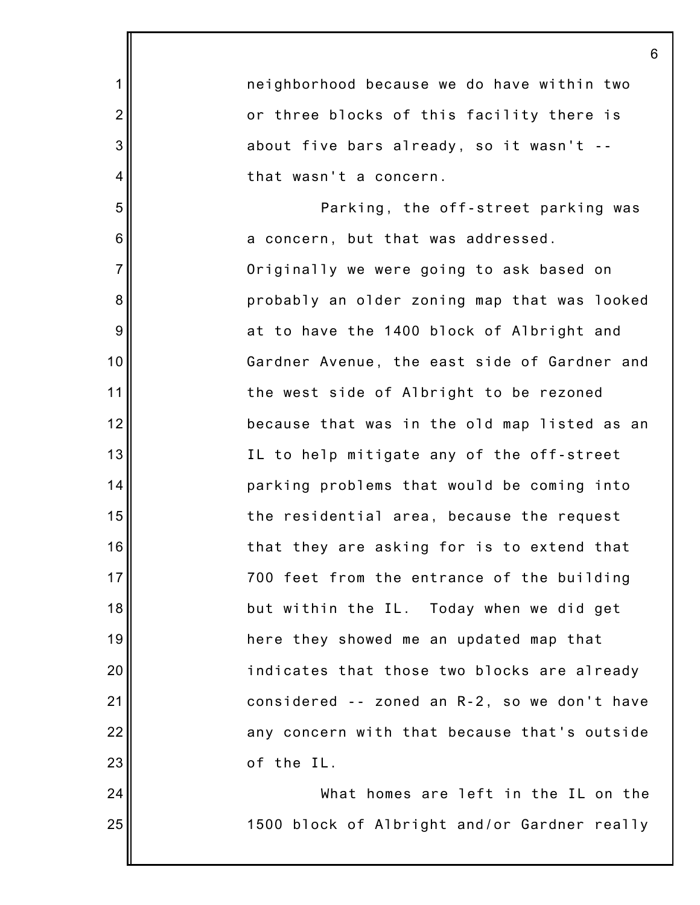neighborhood because we do have within two or three blocks of this facility there is about five bars already, so it wasn't -- that wasn't a concern.

Parking, the off-street parking was a concern, but that was addressed. Originally we were going to ask based on probably an older zoning map that was looked at to have the 1400 block of Albright and Gardner Avenue, the east side of Gardner and the west side of Albright to be rezoned because that was in the old map listed as an IL to help mitigate any of the off-street parking problems that would be coming into the residential area, because the request that they are asking for is to extend that 700 feet from the entrance of the building but within the IL. Today when we did get here they showed me an updated map that indicates that those two blocks are already considered -- zoned an R-2, so we don't have any concern with that because that's outside of the IL.

What homes are left in the IL on the 1500 block of Albright and/or Gardner really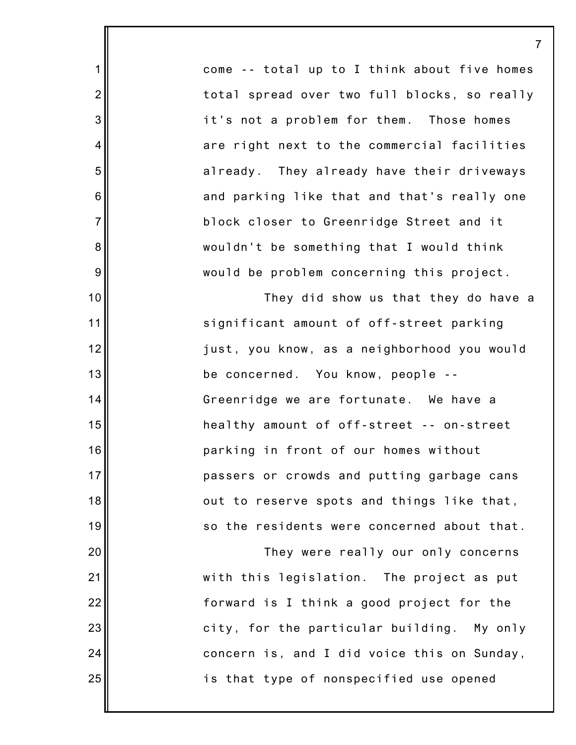come -- total up to I think about five homes total spread over two full blocks, so really it's not a problem for them. Those homes are right next to the commercial facilities already. They already have their driveways and parking like that and that's really one block closer to Greenridge Street and it wouldn't be something that I would think would be problem concerning this project.

They did show us that they do have a significant amount of off-street parking just, you know, as a neighborhood you would be concerned. You know, people -- Greenridge we are fortunate. We have a healthy amount of off-street -- on-street parking in front of our homes without passers or crowds and putting garbage cans out to reserve spots and things like that, so the residents were concerned about that.

They were really our only concerns with this legislation. The project as put forward is I think a good project for the city, for the particular building. My only concern is, and I did voice this on Sunday, is that type of nonspecified use opened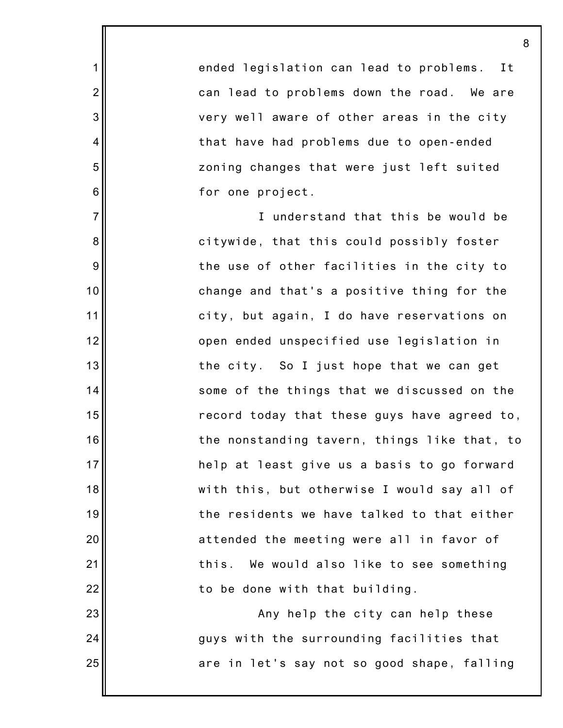ended legislation can lead to problems. It can lead to problems down the road. We are very well aware of other areas in the city that have had problems due to open-ended zoning changes that were just left suited for one project.

I understand that this be would be citywide, that this could possibly foster the use of other facilities in the city to change and that's a positive thing for the city, but again, I do have reservations on open ended unspecified use legislation in the city. So I just hope that we can get some of the things that we discussed on the record today that these guys have agreed to, the nonstanding tavern, things like that, to help at least give us a basis to go forward with this, but otherwise I would say all of the residents we have talked to that either attended the meeting were all in favor of this. We would also like to see something to be done with that building.

Any help the city can help these guys with the surrounding facilities that are in let's say not so good shape, falling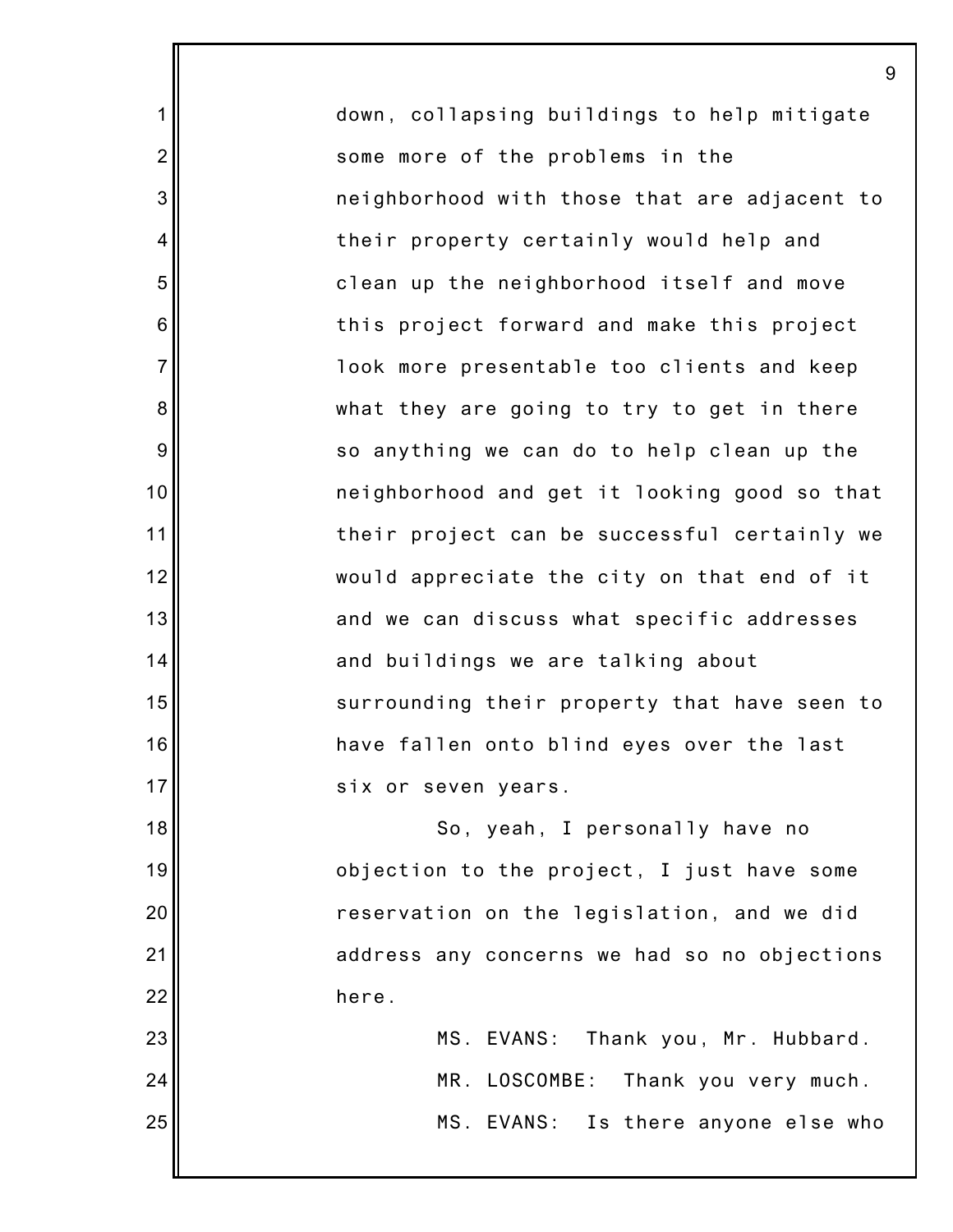down, collapsing buildings to help mitigate some more of the problems in the neighborhood with those that are adjacent to their property certainly would help and clean up the neighborhood itself and move this project forward and make this project look more presentable too clients and keep what they are going to try to get in there so anything we can do to help clean up the neighborhood and get it looking good so that their project can be successful certainly we would appreciate the city on that end of it and we can discuss what specific addresses and buildings we are talking about surrounding their property that have seen to have fallen onto blind eyes over the last six or seven years.

So, yeah, I personally have no objection to the project, I just have some reservation on the legislation, and we did address any concerns we had so no objections here.

MS. EVANS: Thank you, Mr. Hubbard.

MR. LOSCOMBE: Thank you very much.

MS. EVANS: Is there anyone else who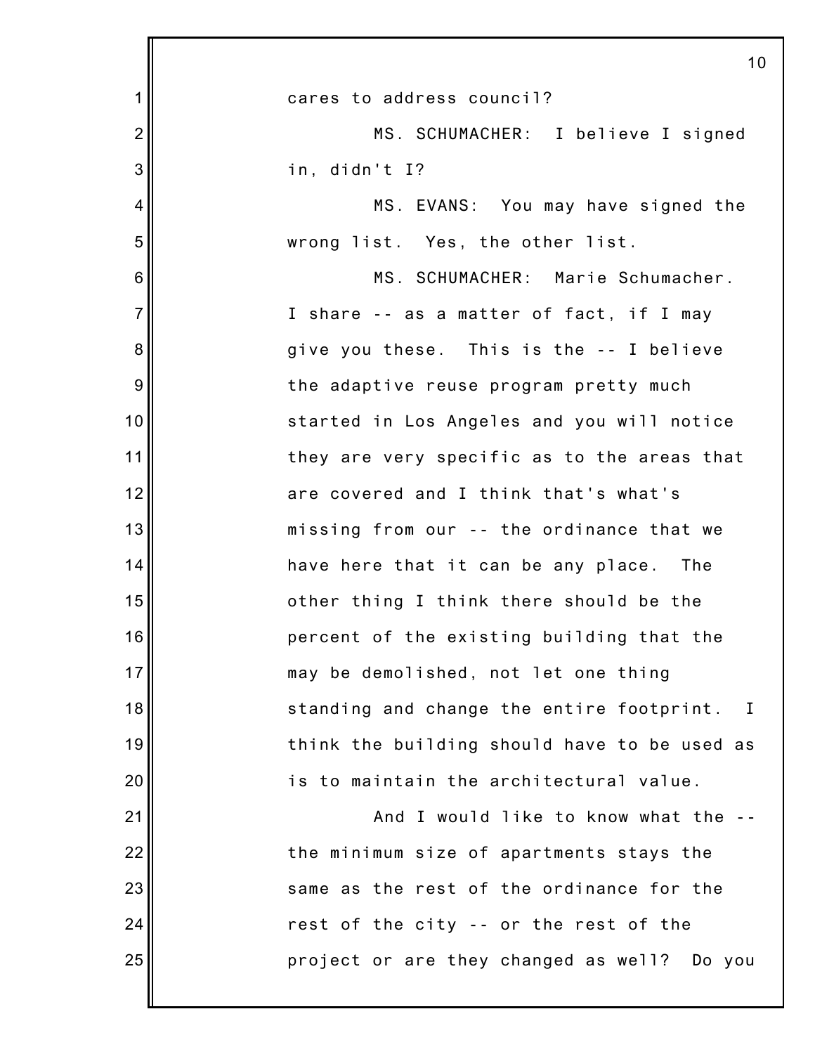cares to address council?

MS. SCHUMACHER: I believe I signed in, didn't I?

MS. EVANS: You may have signed the wrong list. Yes, the other list.

MS. SCHUMACHER: Marie Schumacher. I share -- as a matter of fact, if I may give you these. This is the -- I believe the adaptive reuse program pretty much started in Los Angeles and you will notice they are very specific as to the areas that are covered and I think that's what's missing from our -- the ordinance that we have here that it can be any place. The other thing I think there should be the percent of the existing building that the may be demolished, not let one thing standing and change the entire footprint. I think the building should have to be used as is to maintain the architectural value.

And I would like to know what the -- the minimum size of apartments stays the same as the rest of the ordinance for the rest of the city -- or the rest of the project or are they changed as well? Do you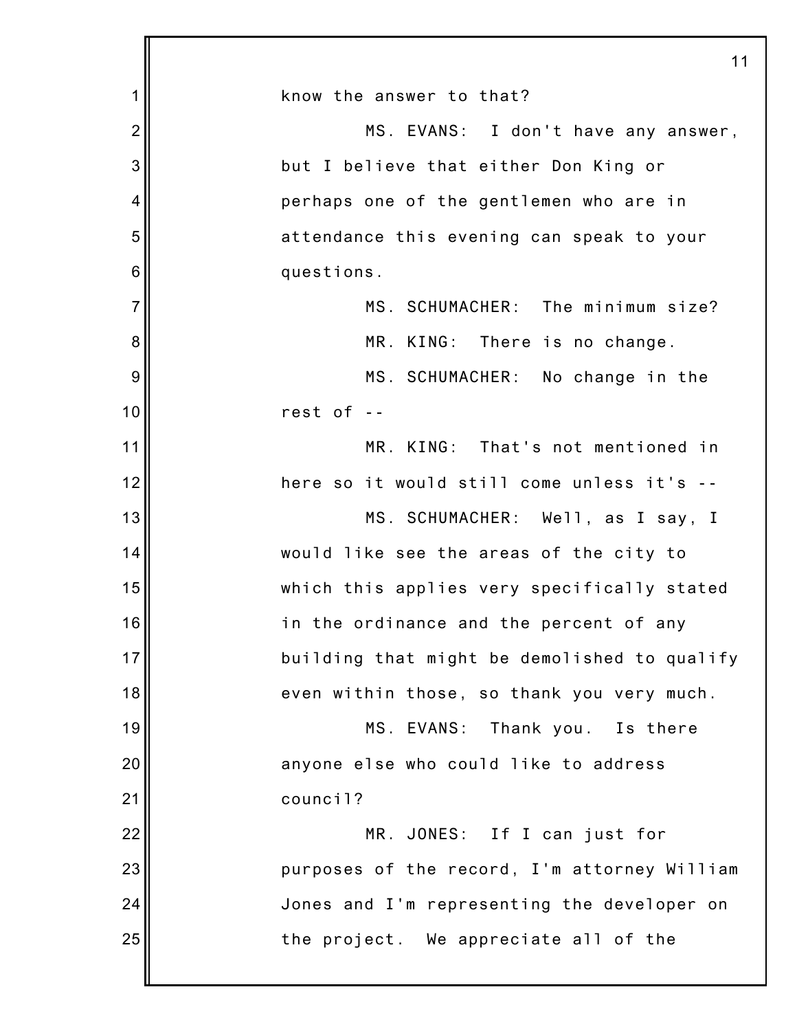know the answer to that?

MS. EVANS: I don't have any answer, but I believe that either Don King or perhaps one of the gentlemen who are in attendance this evening can speak to your questions.

MS. SCHUMACHER: The minimum size?

MR. KING: There is no change.

MS. SCHUMACHER: No change in the rest of --

MR. KING: That's not mentioned in here so it would still come unless it's --

MS. SCHUMACHER: Well, as I say, I would like see the areas of the city to which this applies very specifically stated in the ordinance and the percent of any building that might be demolished to qualify even within those, so thank you very much.

MS. EVANS: Thank you. Is there anyone else who could like to address council?

MR. JONES: If I can just for purposes of the record, I'm attorney William Jones and I'm representing the developer on the project. We appreciate all of the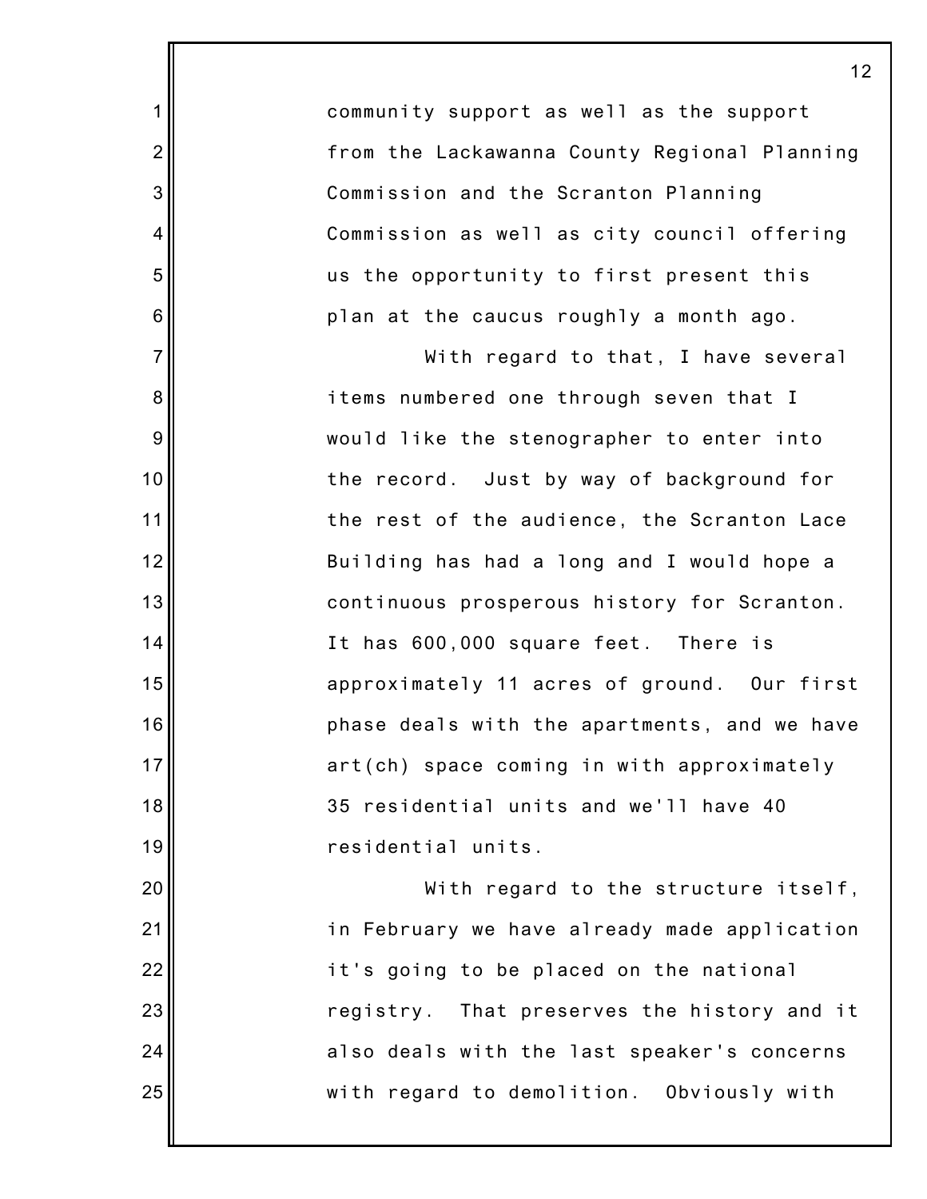community support as well as the support from the Lackawanna County Regional Planning Commission and the Scranton Planning Commission as well as city council offering us the opportunity to first present this plan at the caucus roughly a month ago.

With regard to that, I have several items numbered one through seven that I would like the stenographer to enter into the record. Just by way of background for the rest of the audience, the Scranton Lace Building has had a long and I would hope a continuous prosperous history for Scranton. It has 600,000 square feet. There is approximately 11 acres of ground. Our first phase deals with the apartments, and we have art(ch) space coming in with approximately 35 residential units and we'll have 40 residential units.

With regard to the structure itself, in February we have already made application it's going to be placed on the national registry. That preserves the history and it also deals with the last speaker's concerns with regard to demolition. Obviously with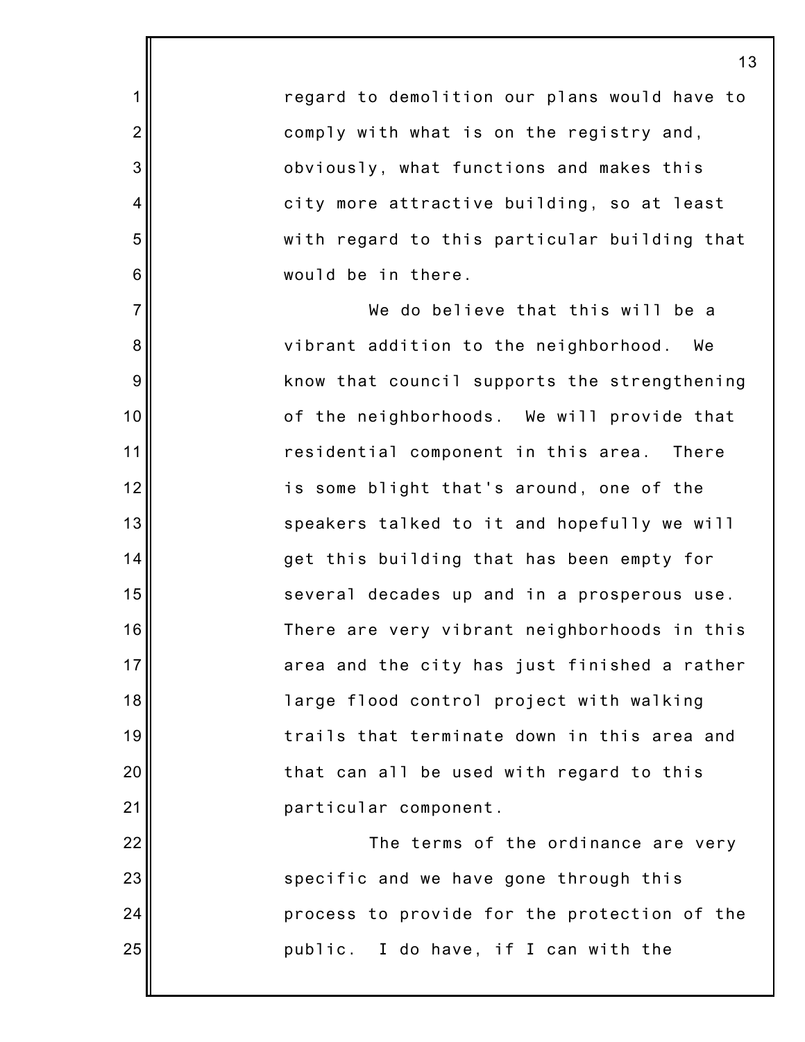regard to demolition our plans would have to comply with what is on the registry and, obviously, what functions and makes this city more attractive building, so at least with regard to this particular building that would be in there.

We do believe that this will be a vibrant addition to the neighborhood. We know that council supports the strengthening of the neighborhoods. We will provide that residential component in this area. There is some blight that's around, one of the speakers talked to it and hopefully we will get this building that has been empty for several decades up and in a prosperous use. There are very vibrant neighborhoods in this area and the city has just finished a rather large flood control project with walking trails that terminate down in this area and that can all be used with regard to this particular component.

The terms of the ordinance are very specific and we have gone through this process to provide for the protection of the public. I do have, if I can with the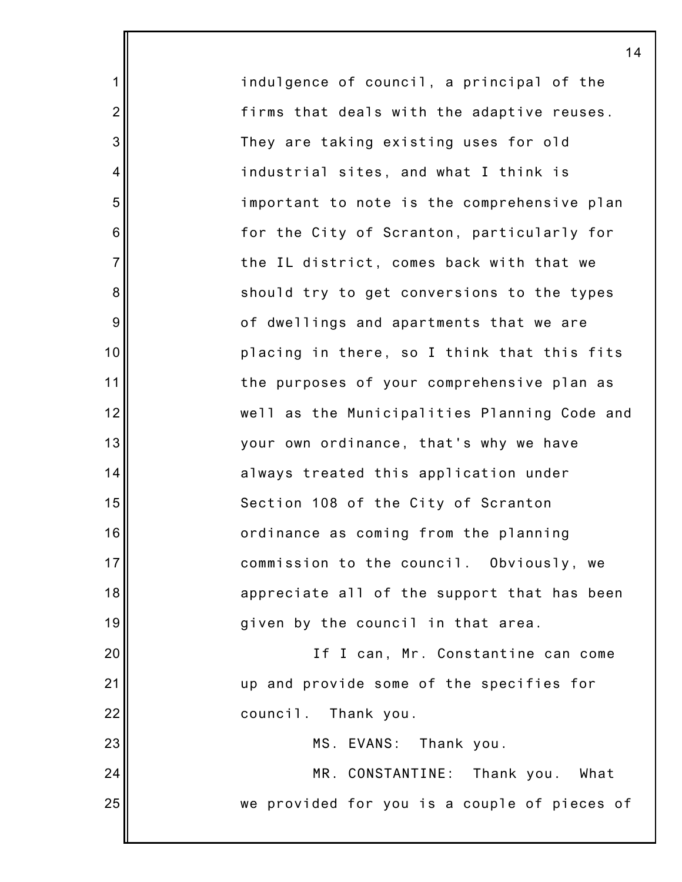indulgence of council, a principal of the firms that deals with the adaptive reuses. They are taking existing uses for old industrial sites, and what I think is important to note is the comprehensive plan for the City of Scranton, particularly for the IL district, comes back with that we should try to get conversions to the types of dwellings and apartments that we are placing in there, so I think that this fits the purposes of your comprehensive plan as well as the Municipalities Planning Code and your own ordinance, that's why we have always treated this application under Section 108 of the City of Scranton ordinance as coming from the planning commission to the council. Obviously, we appreciate all of the support that has been given by the council in that area.

If I can, Mr. Constantine can come up and provide some of the specifies for council. Thank you.

MS. EVANS: Thank you.

MR. CONSTANTINE: Thank you. What we provided for you is a couple of pieces of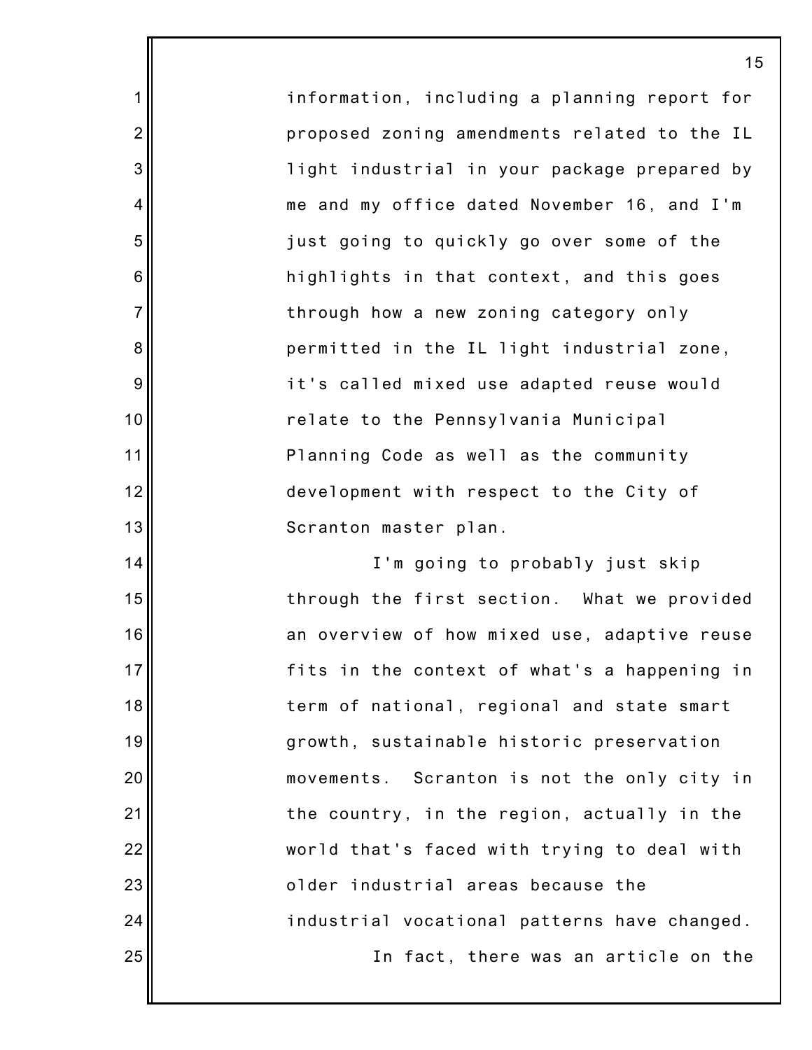information, including a planning report for proposed zoning amendments related to the IL light industrial in your package prepared by me and my office dated November 16, and I'm just going to quickly go over some of the highlights in that context, and this goes through how a new zoning category only permitted in the IL light industrial zone, it's called mixed use adapted reuse would relate to the Pennsylvania Municipal Planning Code as well as the community development with respect to the City of Scranton master plan.

I'm going to probably just skip through the first section. What we provided an overview of how mixed use, adaptive reuse fits in the context of what's a happening in term of national, regional and state smart growth, sustainable historic preservation movements. Scranton is not the only city in the country, in the region, actually in the world that's faced with trying to deal with older industrial areas because the industrial vocational patterns have changed.

In fact, there was an article on the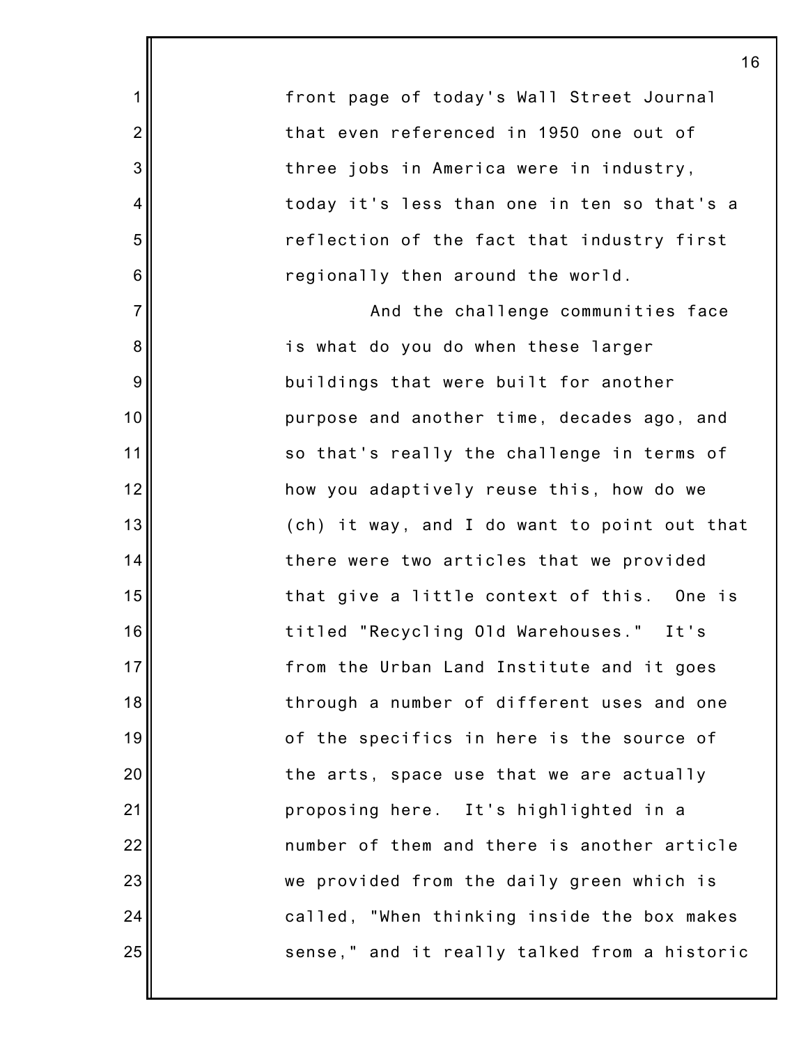front page of today's Wall Street Journal that even referenced in 1950 one out of three jobs in America were in industry, today it's less than one in ten so that's a reflection of the fact that industry first regionally then around the world.

And the challenge communities face is what do you do when these larger buildings that were built for another purpose and another time, decades ago, and so that's really the challenge in terms of how you adaptively reuse this, how do we (ch) it way, and I do want to point out that there were two articles that we provided that give a little context of this. One is titled "Recycling Old Warehouses." It's from the Urban Land Institute and it goes through a number of different uses and one of the specifics in here is the source of the arts, space use that we are actually proposing here. It's highlighted in a number of them and there is another article we provided from the daily green which is called, "When thinking inside the box makes sense," and it really talked from a historic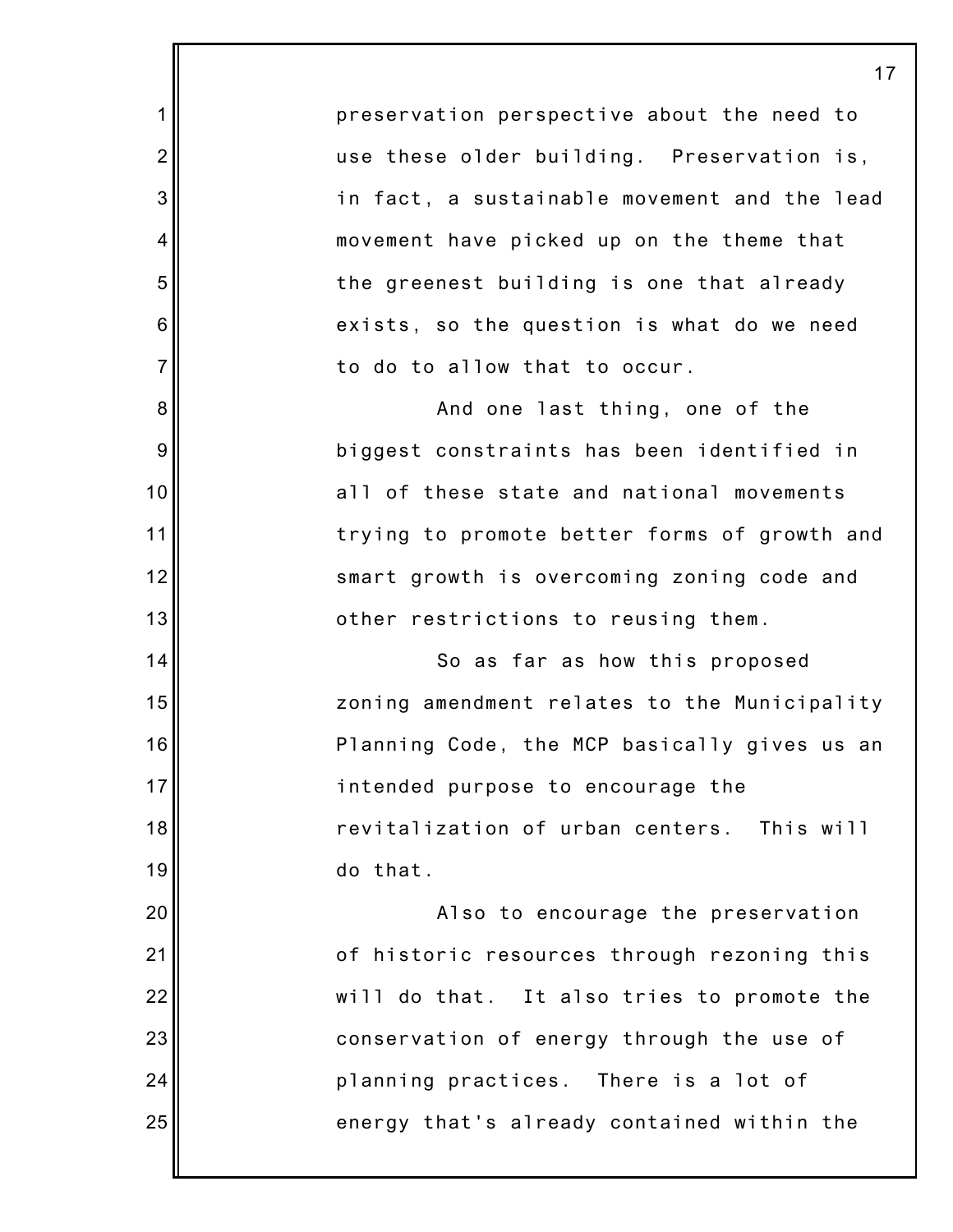preservation perspective about the need to use these older building. Preservation is, in fact, a sustainable movement and the lead movement have picked up on the theme that the greenest building is one that already exists, so the question is what do we need to do to allow that to occur.

And one last thing, one of the biggest constraints has been identified in all of these state and national movements trying to promote better forms of growth and smart growth is overcoming zoning code and other restrictions to reusing them.

So as far as how this proposed zoning amendment relates to the Municipality Planning Code, the MCP basically gives us an intended purpose to encourage the revitalization of urban centers. This will do that.

Also to encourage the preservation of historic resources through rezoning this will do that. It also tries to promote the conservation of energy through the use of planning practices. There is a lot of energy that's already contained within the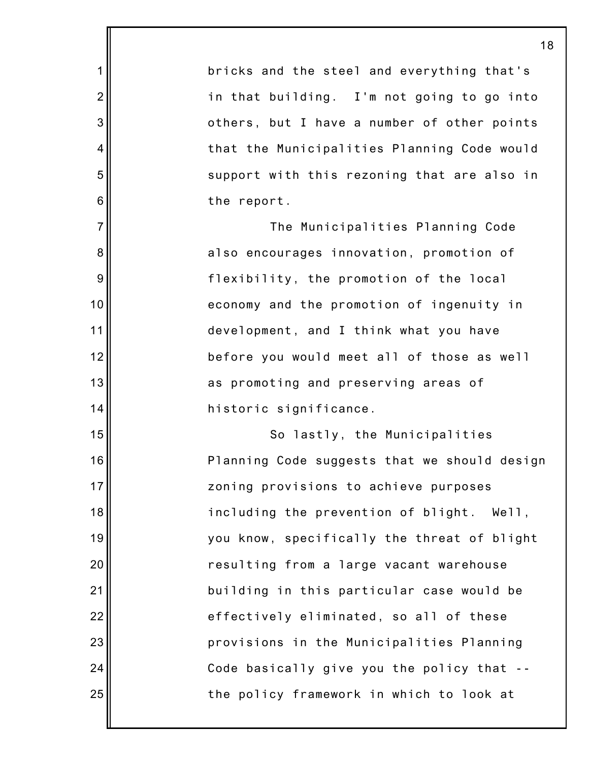bricks and the steel and everything that's in that building. I'm not going to go into others, but I have a number of other points that the Municipalities Planning Code would support with this rezoning that are also in the report.

The Municipalities Planning Code also encourages innovation, promotion of flexibility, the promotion of the local economy and the promotion of ingenuity in development, and I think what you have before you would meet all of those as well as promoting and preserving areas of historic significance.

So lastly, the Municipalities Planning Code suggests that we should design zoning provisions to achieve purposes including the prevention of blight. Well, you know, specifically the threat of blight resulting from a large vacant warehouse building in this particular case would be effectively eliminated, so all of these provisions in the Municipalities Planning Code basically give you the policy that -- the policy framework in which to look at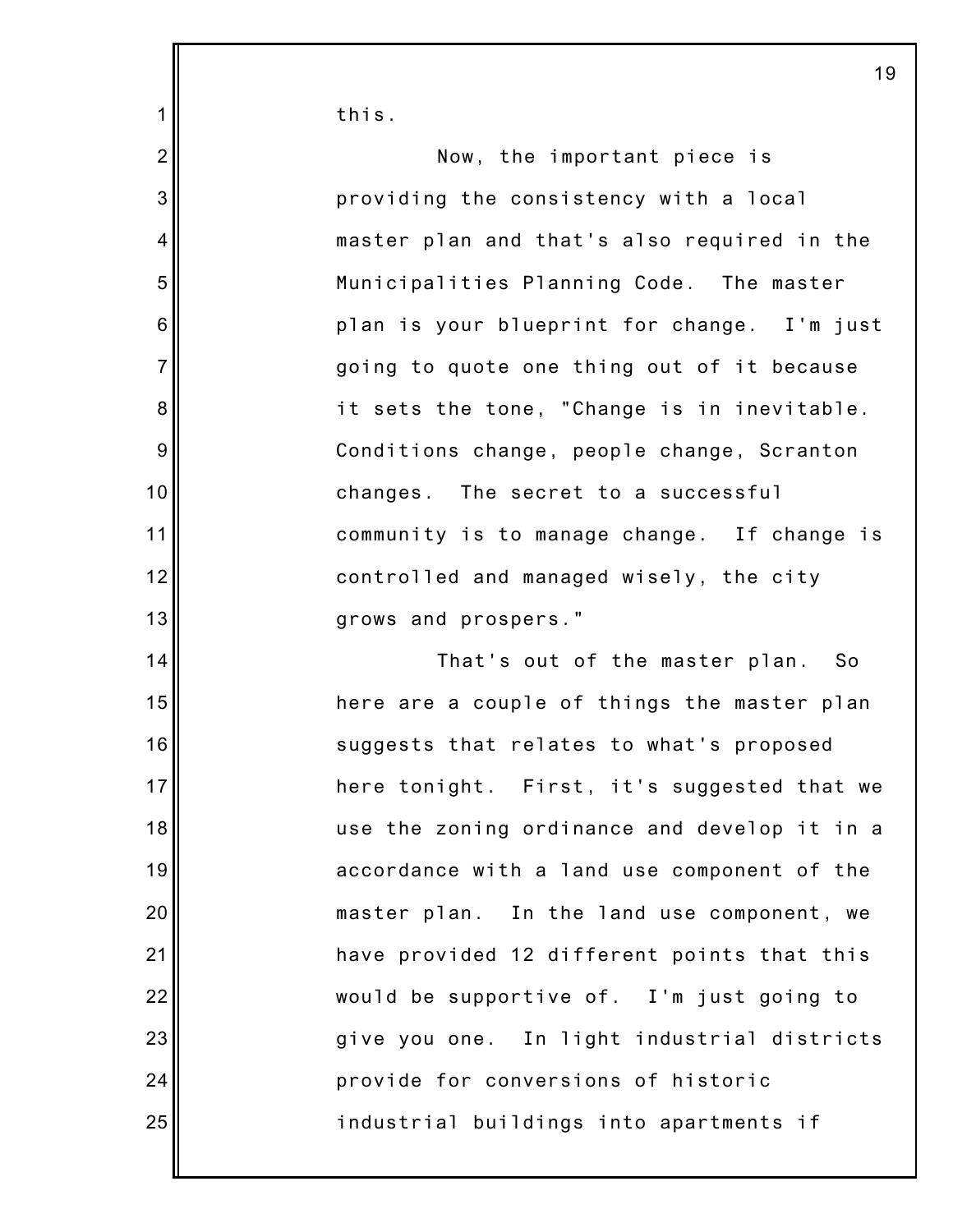this.

Now, the important piece is providing the consistency with a local master plan and that's also required in the Municipalities Planning Code. The master plan is your blueprint for change. I'm just going to quote one thing out of it because it sets the tone, "Change is in inevitable. Conditions change, people change, Scranton changes. The secret to a successful community is to manage change. If change is controlled and managed wisely, the city grows and prospers."

That's out of the master plan. So here are a couple of things the master plan suggests that relates to what's proposed here tonight. First, it's suggested that we use the zoning ordinance and develop it in a accordance with a land use component of the master plan. In the land use component, we have provided 12 different points that this would be supportive of. I'm just going to give you one. In light industrial districts provide for conversions of historic industrial buildings into apartments if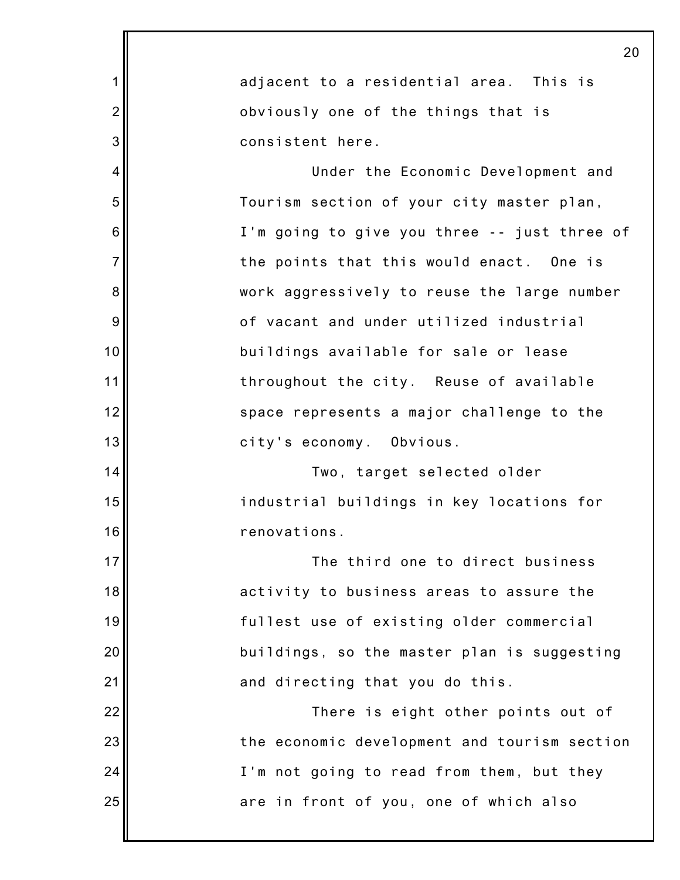adjacent to a residential area. This is obviously one of the things that is consistent here.

Under the Economic Development and Tourism section of your city master plan, I'm going to give you three -- just three of the points that this would enact. One is work aggressively to reuse the large number of vacant and under utilized industrial buildings available for sale or lease throughout the city. Reuse of available space represents a major challenge to the city's economy. Obvious.

Two, target selected older industrial buildings in key locations for renovations.

The third one to direct business activity to business areas to assure the fullest use of existing older commercial buildings, so the master plan is suggesting and directing that you do this.

There is eight other points out of the economic development and tourism section I'm not going to read from them, but they are in front of you, one of which also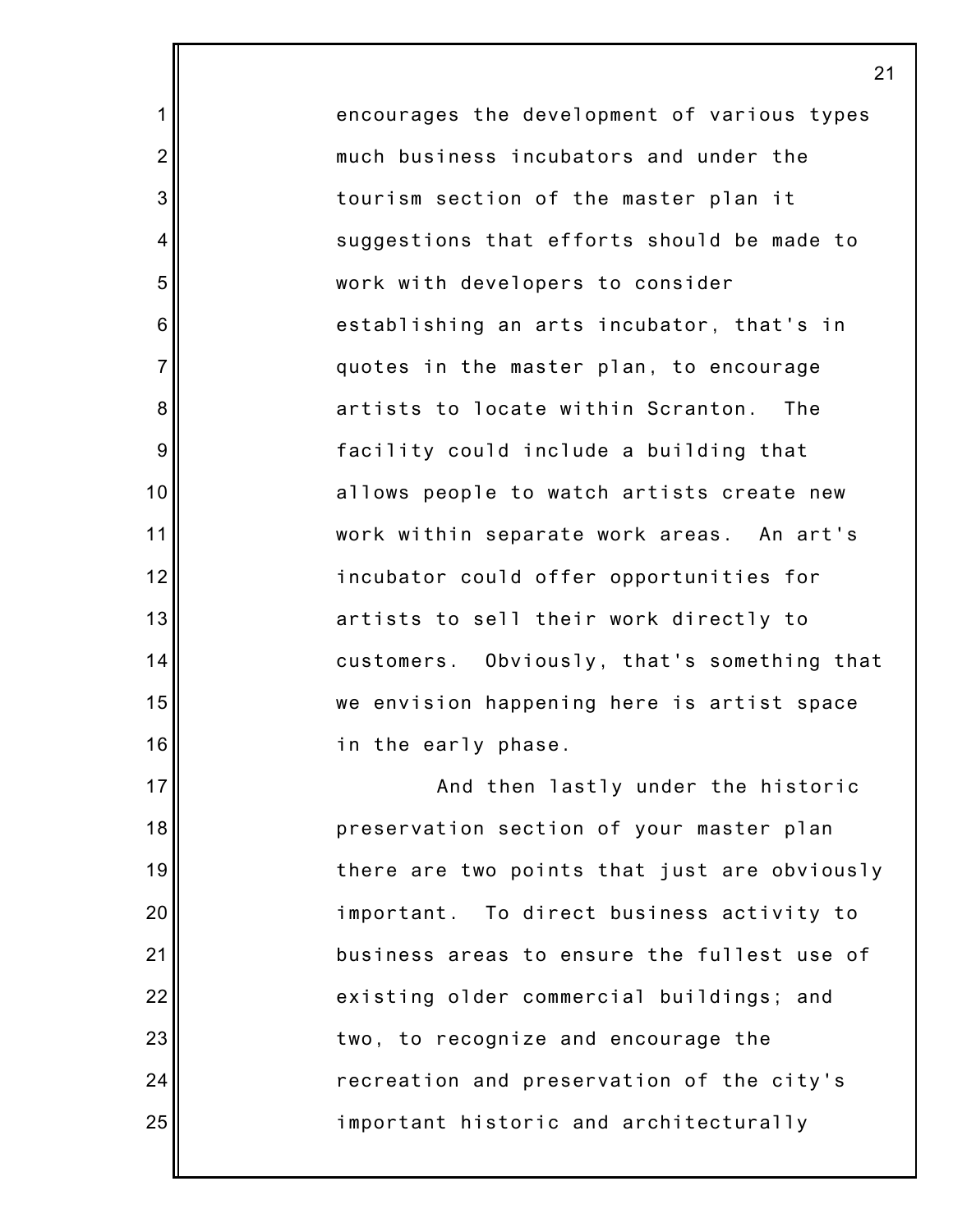encourages the development of various types much business incubators and under the tourism section of the master plan it suggestions that efforts should be made to work with developers to consider establishing an arts incubator, that's in quotes in the master plan, to encourage artists to locate within Scranton. The facility could include a building that allows people to watch artists create new work within separate work areas. An art's incubator could offer opportunities for artists to sell their work directly to customers. Obviously, that's something that we envision happening here is artist space in the early phase.

And then lastly under the historic preservation section of your master plan there are two points that just are obviously important. To direct business activity to business areas to ensure the fullest use of existing older commercial buildings; and two, to recognize and encourage the recreation and preservation of the city's important historic and architecturally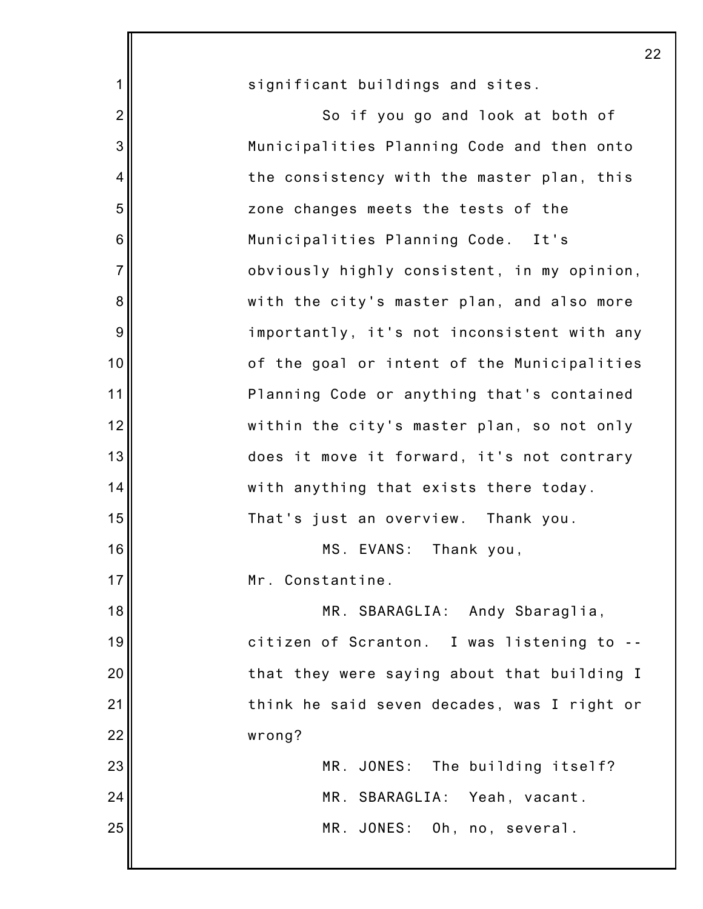significant buildings and sites.

So if you go and look at both of Municipalities Planning Code and then onto the consistency with the master plan, this zone changes meets the tests of the Municipalities Planning Code. It's obviously highly consistent, in my opinion, with the city's master plan, and also more importantly, it's not inconsistent with any of the goal or intent of the Municipalities Planning Code or anything that's contained within the city's master plan, so not only does it move it forward, it's not contrary with anything that exists there today. That's just an overview. Thank you.

MS. EVANS: Thank you, Mr. Constantine.

MR. SBARAGLIA: Andy Sbaraglia, citizen of Scranton. I was listening to -- that they were saying about that building I think he said seven decades, was I right or wrong?

MR. JONES: The building itself?

MR. SBARAGLIA: Yeah, vacant.

MR. JONES: Oh, no, several.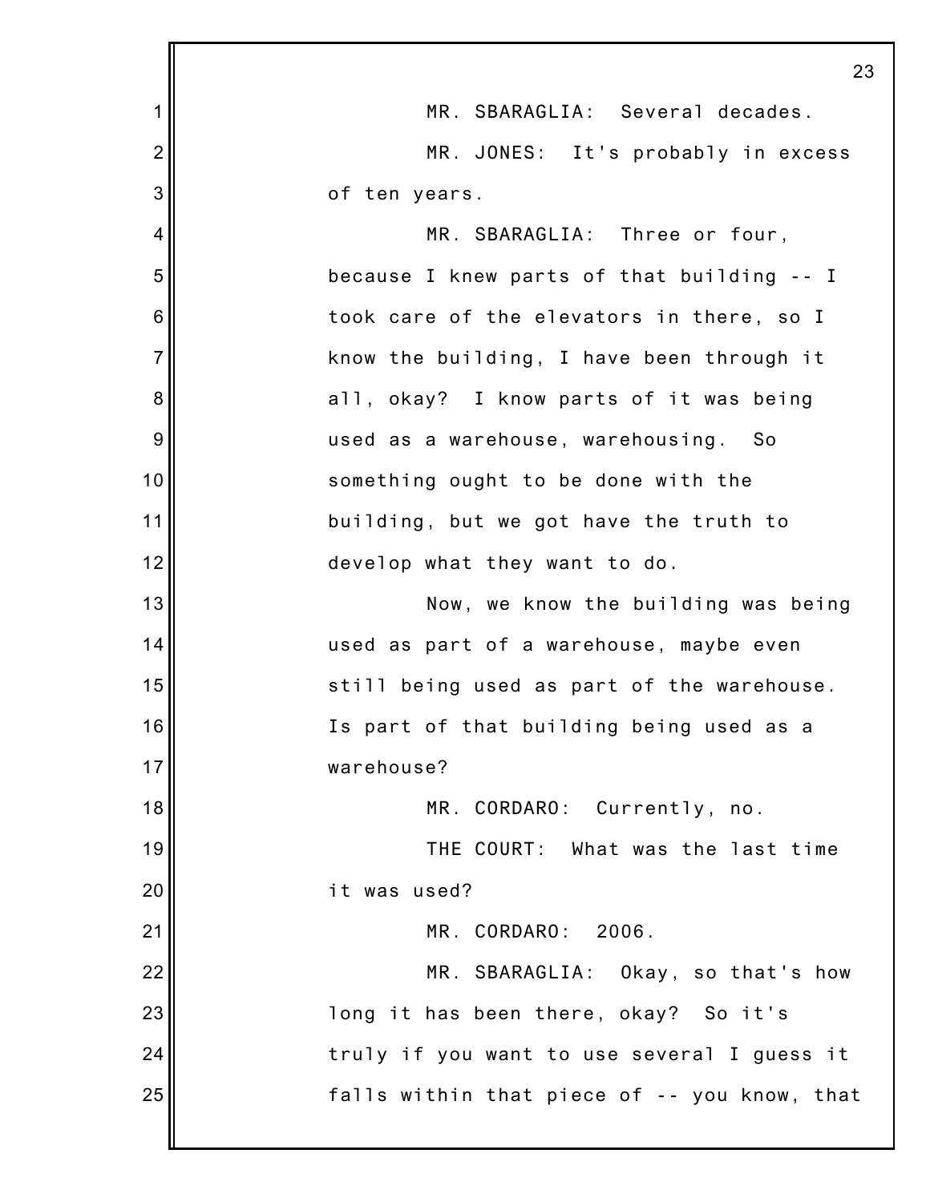MR. SBARAGLIA: Several decades.

MR. JONES: It's probably in excess of ten years.

MR. SBARAGLIA: Three or four, because I knew parts of that building -- I took care of the elevators in there, so I know the building, I have been through it all, okay? I know parts of it was being used as a warehouse, warehousing. So something ought to be done with the building, but we got have the truth to develop what they want to do.

Now, we know the building was being used as part of a warehouse, maybe even still being used as part of the warehouse. Is part of that building being used as a warehouse?

MR. CORDARO: Currently, no.

THE COURT: What was the last time it was used?

MR. CORDARO: 2006.

MR. SBARAGLIA: Okay, so that's how long it has been there, okay? So it's truly if you want to use several I guess it falls within that piece of -- you know, that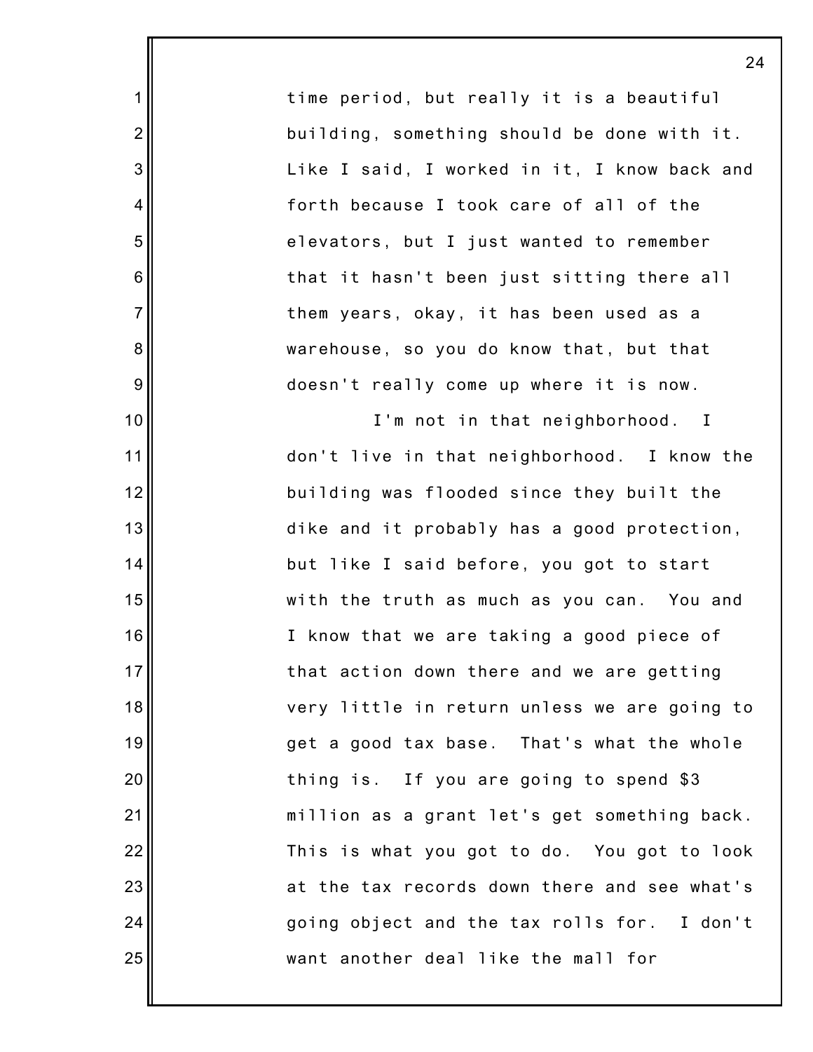time period, but really it is a beautiful building, something should be done with it. Like I said, I worked in it, I know back and forth because I took care of all of the elevators, but I just wanted to remember that it hasn't been just sitting there all them years, okay, it has been used as a warehouse, so you do know that, but that doesn't really come up where it is now.

I'm not in that neighborhood. I don't live in that neighborhood. I know the building was flooded since they built the dike and it probably has a good protection, but like I said before, you got to start with the truth as much as you can. You and I know that we are taking a good piece of that action down there and we are getting very little in return unless we are going to get a good tax base. That's what the whole thing is. If you are going to spend $3 million as a grant let's get something back. This is what you got to do. You got to look at the tax records down there and see what's going object and the tax rolls for. I don't want another deal like the mall for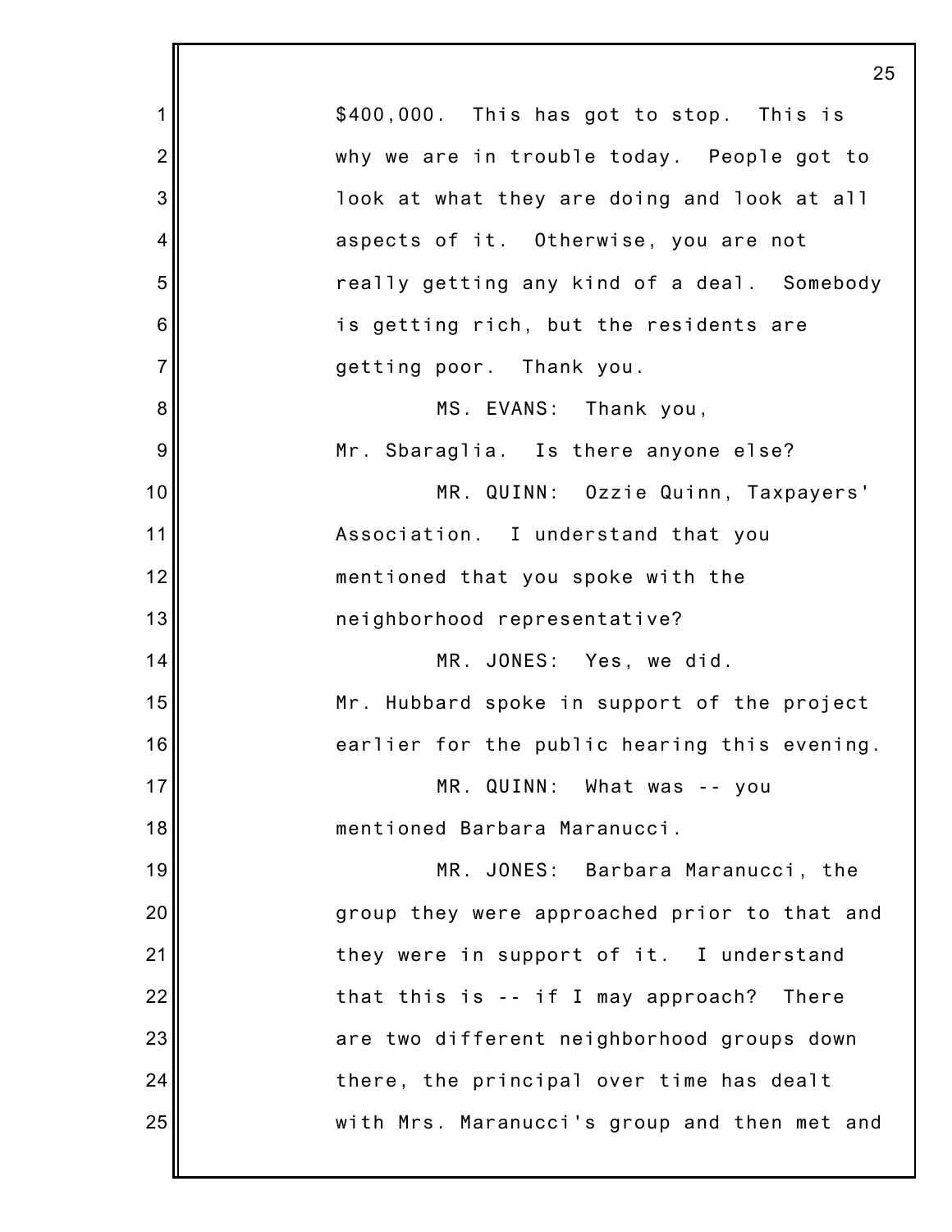$400,000. This has got to stop. This is why we are in trouble today. People got to look at what they are doing and look at all aspects of it. Otherwise, you are not really getting any kind of a deal. Somebody is getting rich, but the residents are getting poor. Thank you.

MS. EVANS: Thank you, Mr. Sbaraglia. Is there anyone else?

MR. QUINN: Ozzie Quinn, Taxpayers' Association. I understand that you mentioned that you spoke with the neighborhood representative?

MR. JONES: Yes, we did. Mr. Hubbard spoke in support of the project earlier for the public hearing this evening.

MR. QUINN: What was -- you mentioned Barbara Maranucci.

MR. JONES: Barbara Maranucci, the group they were approached prior to that and they were in support of it. I understand that this is -- if I may approach? There are two different neighborhood groups down there, the principal over time has dealt with Mrs. Maranucci's group and then met and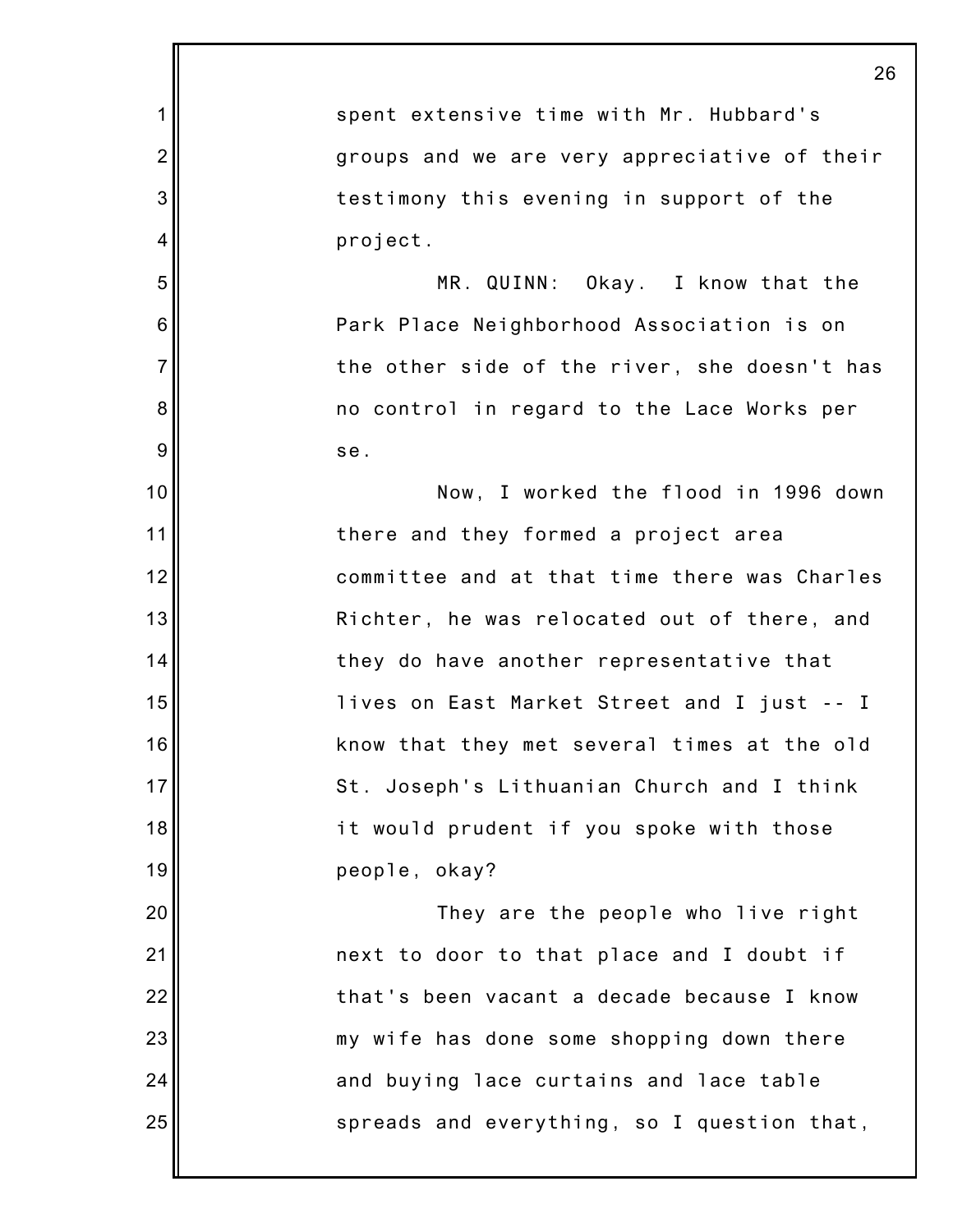spent extensive time with Mr. Hubbard's groups and we are very appreciative of their testimony this evening in support of the project.

MR. QUINN: Okay. I know that the Park Place Neighborhood Association is on the other side of the river, she doesn't has no control in regard to the Lace Works per se.

Now, I worked the flood in 1996 down there and they formed a project area committee and at that time there was Charles Richter, he was relocated out of there, and they do have another representative that lives on East Market Street and I just -- I know that they met several times at the old St. Joseph's Lithuanian Church and I think it would prudent if you spoke with those people, okay?

They are the people who live right next to door to that place and I doubt if that's been vacant a decade because I know my wife has done some shopping down there and buying lace curtains and lace table spreads and everything, so I question that,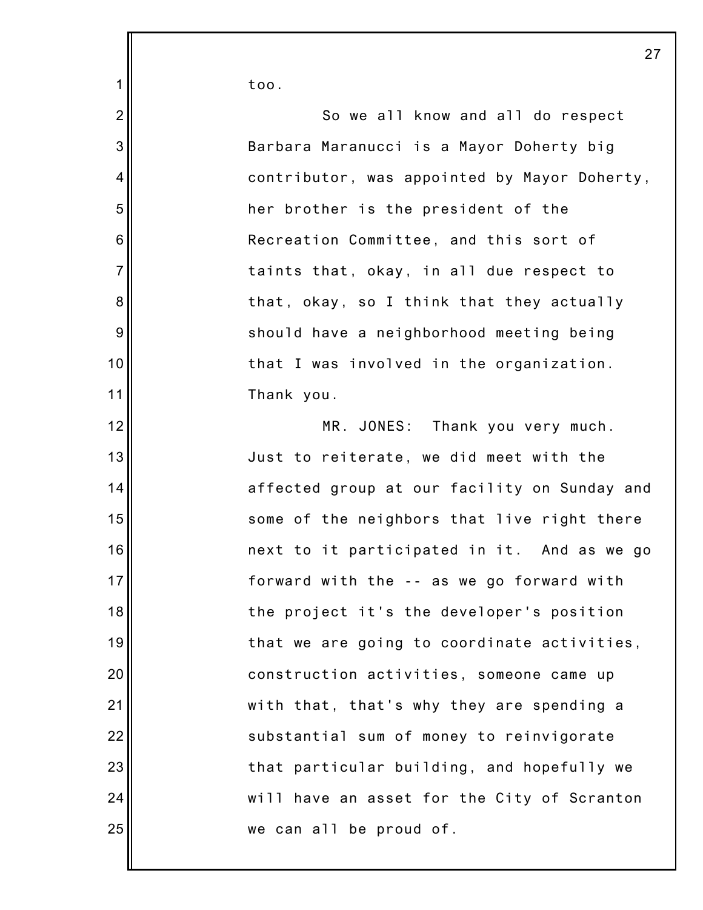too.

So we all know and all do respect Barbara Maranucci is a Mayor Doherty big contributor, was appointed by Mayor Doherty, her brother is the president of the Recreation Committee, and this sort of taints that, okay, in all due respect to that, okay, so I think that they actually should have a neighborhood meeting being that I was involved in the organization. Thank you.

MR. JONES: Thank you very much. Just to reiterate, we did meet with the affected group at our facility on Sunday and some of the neighbors that live right there next to it participated in it. And as we go forward with the -- as we go forward with the project it's the developer's position that we are going to coordinate activities, construction activities, someone came up with that, that's why they are spending a substantial sum of money to reinvigorate that particular building, and hopefully we will have an asset for the City of Scranton we can all be proud of.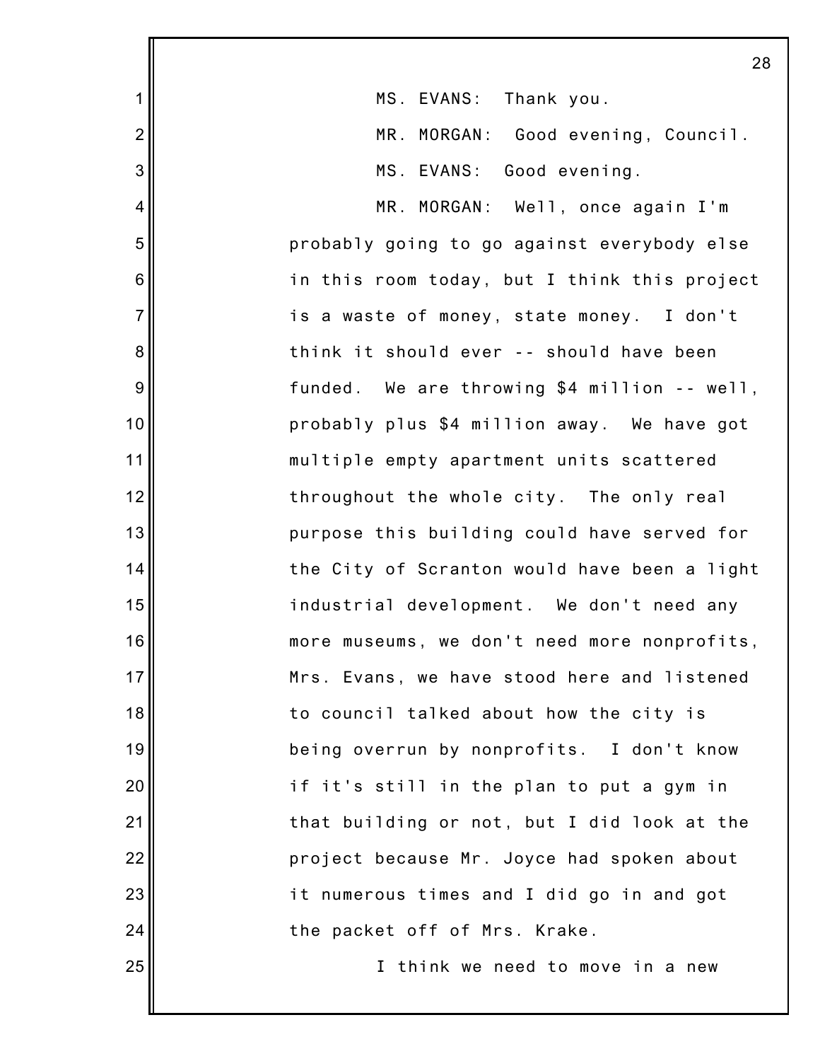MS. EVANS: Thank you.

MR. MORGAN: Good evening, Council.

MS. EVANS: Good evening.

MR. MORGAN: Well, once again I'm probably going to go against everybody else in this room today, but I think this project is a waste of money, state money. I don't think it should ever -- should have been funded. We are throwing $4 million -- well, probably plus $4 million away. We have got multiple empty apartment units scattered throughout the whole city. The only real purpose this building could have served for the City of Scranton would have been a light industrial development. We don't need any more museums, we don't need more nonprofits, Mrs. Evans, we have stood here and listened to council talked about how the city is being overrun by nonprofits. I don't know if it's still in the plan to put a gym in that building or not, but I did look at the project because Mr. Joyce had spoken about it numerous times and I did go in and got the packet off of Mrs. Krake.

I think we need to move in a new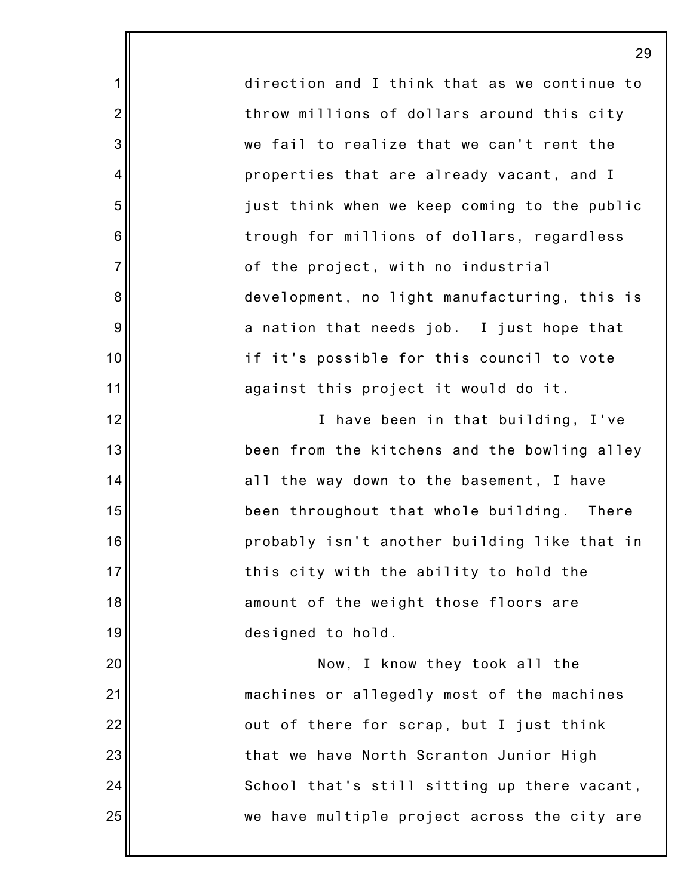direction and I think that as we continue to throw millions of dollars around this city we fail to realize that we can't rent the properties that are already vacant, and I just think when we keep coming to the public trough for millions of dollars, regardless of the project, with no industrial development, no light manufacturing, this is a nation that needs job. I just hope that if it's possible for this council to vote against this project it would do it.

I have been in that building, I've been from the kitchens and the bowling alley all the way down to the basement, I have been throughout that whole building. There probably isn't another building like that in this city with the ability to hold the amount of the weight those floors are designed to hold.

Now, I know they took all the machines or allegedly most of the machines out of there for scrap, but I just think that we have North Scranton Junior High School that's still sitting up there vacant, we have multiple project across the city are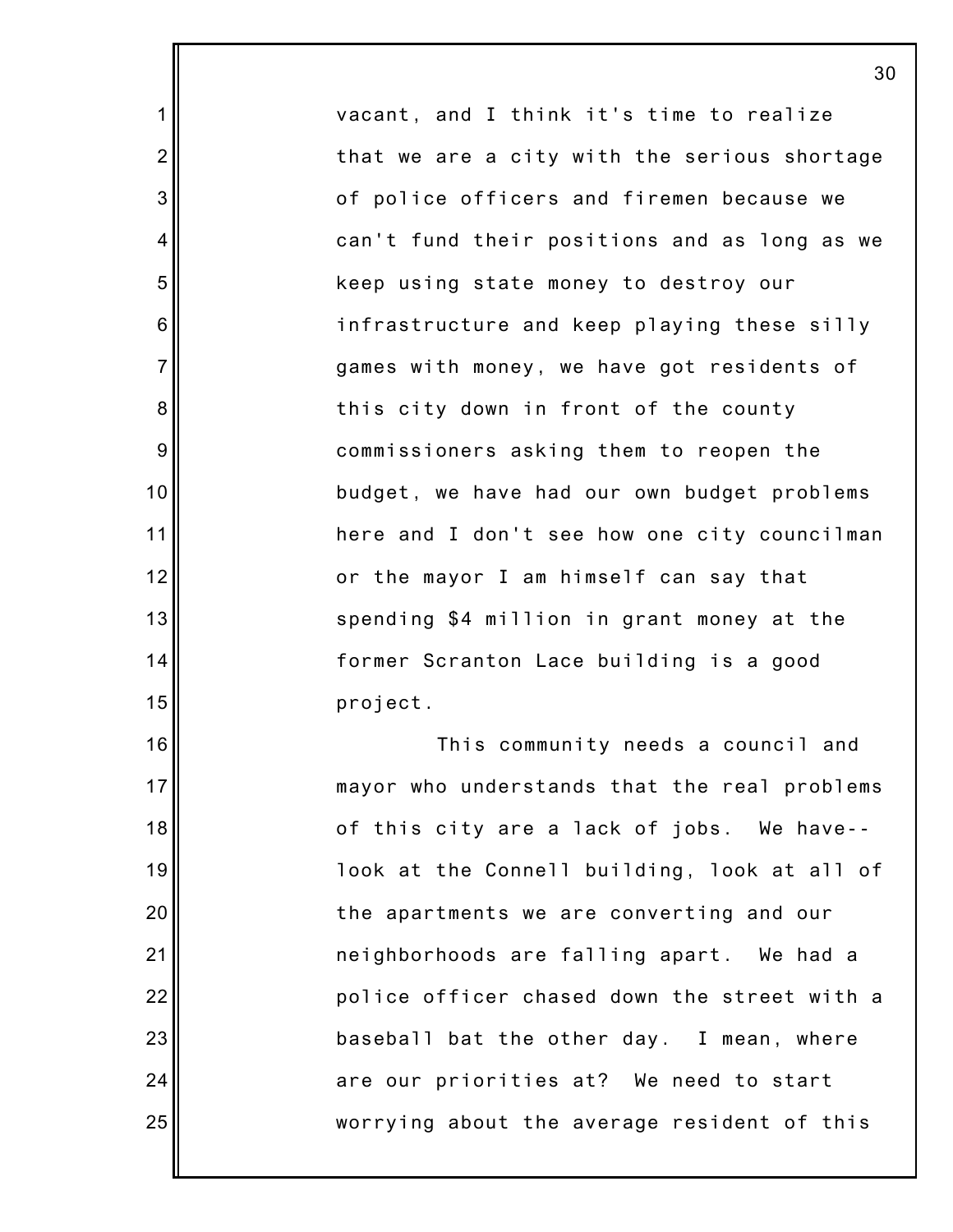vacant, and I think it's time to realize that we are a city with the serious shortage of police officers and firemen because we can't fund their positions and as long as we keep using state money to destroy our infrastructure and keep playing these silly games with money, we have got residents of this city down in front of the county commissioners asking them to reopen the budget, we have had our own budget problems here and I don't see how one city councilman or the mayor I am himself can say that spending $4 million in grant money at the former Scranton Lace building is a good project.

This community needs a council and mayor who understands that the real problems of this city are a lack of jobs. We have-- look at the Connell building, look at all of the apartments we are converting and our neighborhoods are falling apart. We had a police officer chased down the street with a baseball bat the other day. I mean, where are our priorities at? We need to start worrying about the average resident of this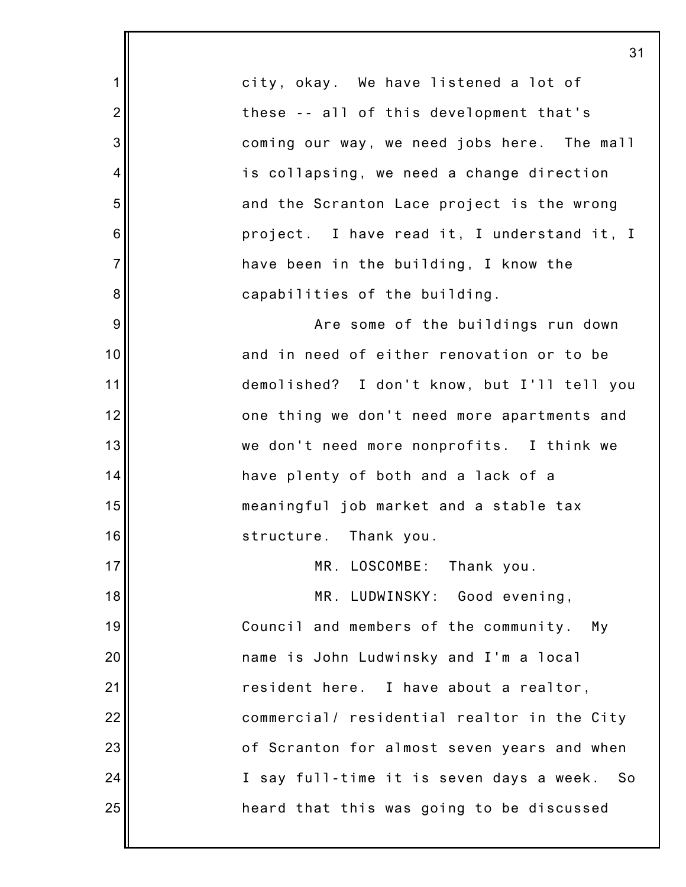city, okay. We have listened a lot of these -- all of this development that's coming our way, we need jobs here. The mall is collapsing, we need a change direction and the Scranton Lace project is the wrong project. I have read it, I understand it, I have been in the building, I know the capabilities of the building.

Are some of the buildings run down and in need of either renovation or to be demolished? I don't know, but I'll tell you one thing we don't need more apartments and we don't need more nonprofits. I think we have plenty of both and a lack of a meaningful job market and a stable tax structure. Thank you.

MR. LOSCOMBE: Thank you.

MR. LUDWINSKY: Good evening, Council and members of the community. My name is John Ludwinsky and I'm a local resident here. I have about a realtor, commercial/ residential realtor in the City of Scranton for almost seven years and when I say full-time it is seven days a week. So heard that this was going to be discussed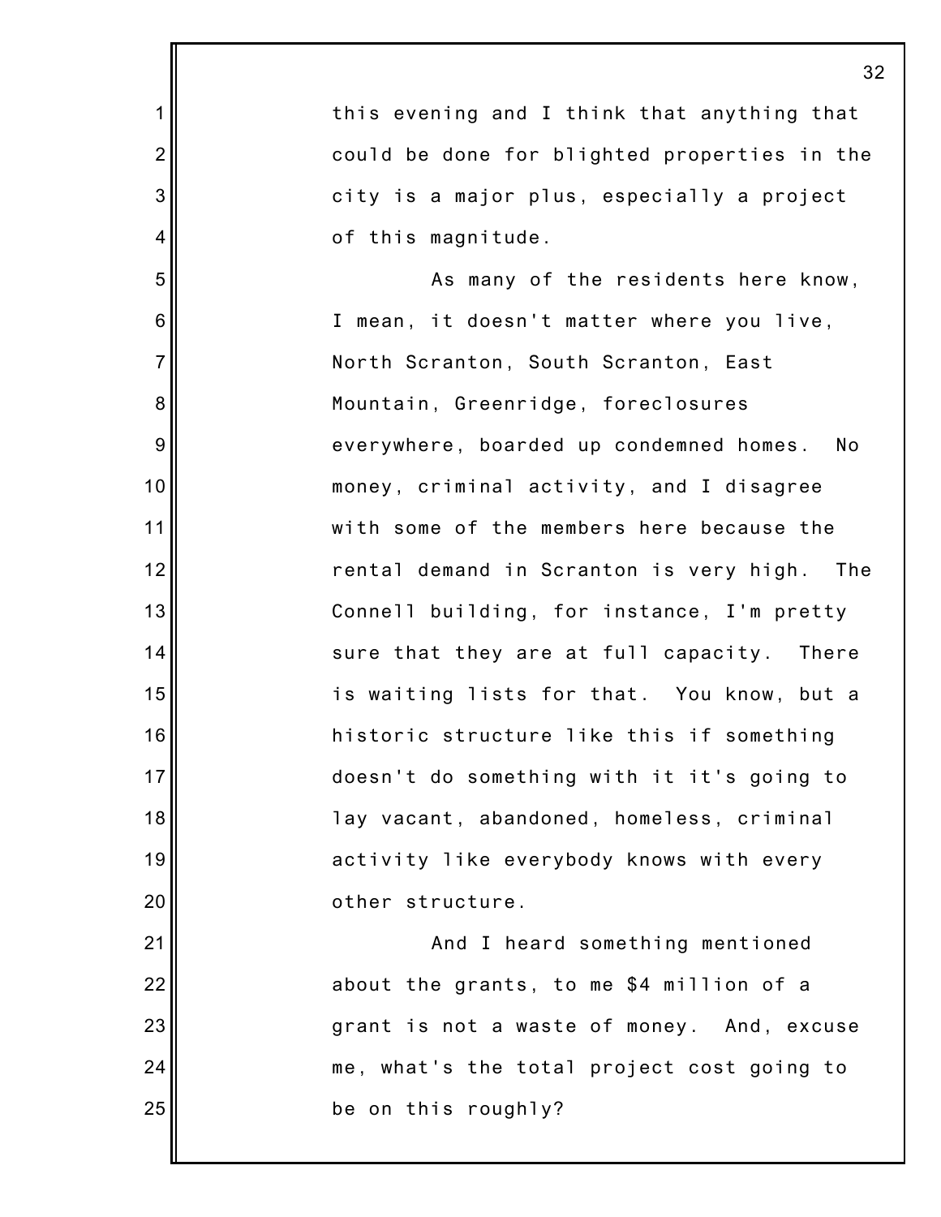this evening and I think that anything that could be done for blighted properties in the city is a major plus, especially a project of this magnitude.

As many of the residents here know, I mean, it doesn't matter where you live, North Scranton, South Scranton, East Mountain, Greenridge, foreclosures everywhere, boarded up condemned homes. No money, criminal activity, and I disagree with some of the members here because the rental demand in Scranton is very high. The Connell building, for instance, I'm pretty sure that they are at full capacity. There is waiting lists for that. You know, but a historic structure like this if something doesn't do something with it it's going to lay vacant, abandoned, homeless, criminal activity like everybody knows with every other structure.

And I heard something mentioned about the grants, to me $4 million of a grant is not a waste of money. And, excuse me, what's the total project cost going to be on this roughly?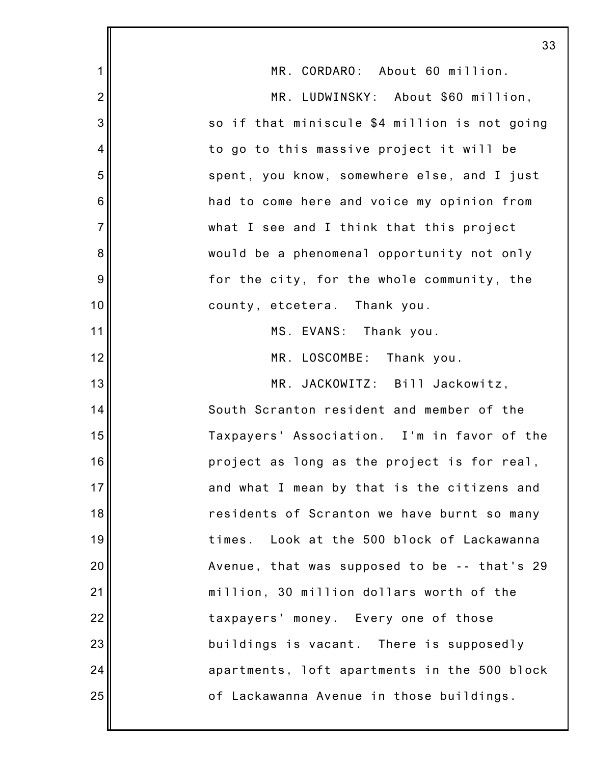MR. CORDARO: About 60 million.

MR. LUDWINSKY: About $60 million, so if that miniscule $4 million is not going to go to this massive project it will be spent, you know, somewhere else, and I just had to come here and voice my opinion from what I see and I think that this project would be a phenomenal opportunity not only for the city, for the whole community, the county, etcetera. Thank you.

MS. EVANS: Thank you.

MR. LOSCOMBE: Thank you.

MR. JACKOWITZ: Bill Jackowitz, South Scranton resident and member of the Taxpayers' Association. I'm in favor of the project as long as the project is for real, and what I mean by that is the citizens and residents of Scranton we have burnt so many times. Look at the 500 block of Lackawanna Avenue, that was supposed to be -- that's 29 million, 30 million dollars worth of the taxpayers' money. Every one of those buildings is vacant. There is supposedly apartments, loft apartments in the 500 block of Lackawanna Avenue in those buildings.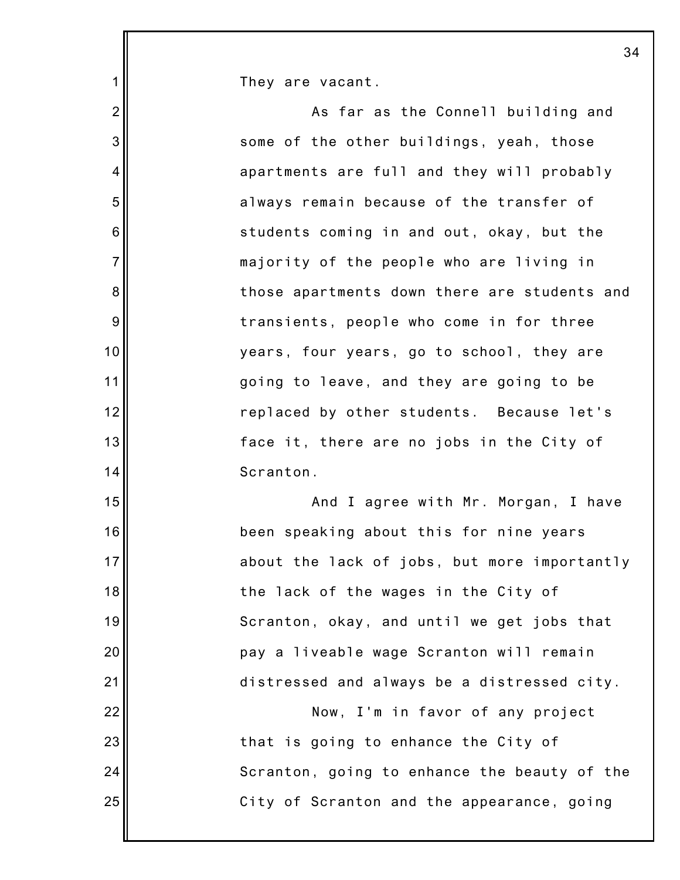They are vacant.

As far as the Connell building and some of the other buildings, yeah, those apartments are full and they will probably always remain because of the transfer of students coming in and out, okay, but the majority of the people who are living in those apartments down there are students and transients, people who come in for three years, four years, go to school, they are going to leave, and they are going to be replaced by other students. Because let's face it, there are no jobs in the City of Scranton.

And I agree with Mr. Morgan, I have been speaking about this for nine years about the lack of jobs, but more importantly the lack of the wages in the City of Scranton, okay, and until we get jobs that pay a liveable wage Scranton will remain distressed and always be a distressed city.

Now, I'm in favor of any project that is going to enhance the City of Scranton, going to enhance the beauty of the City of Scranton and the appearance, going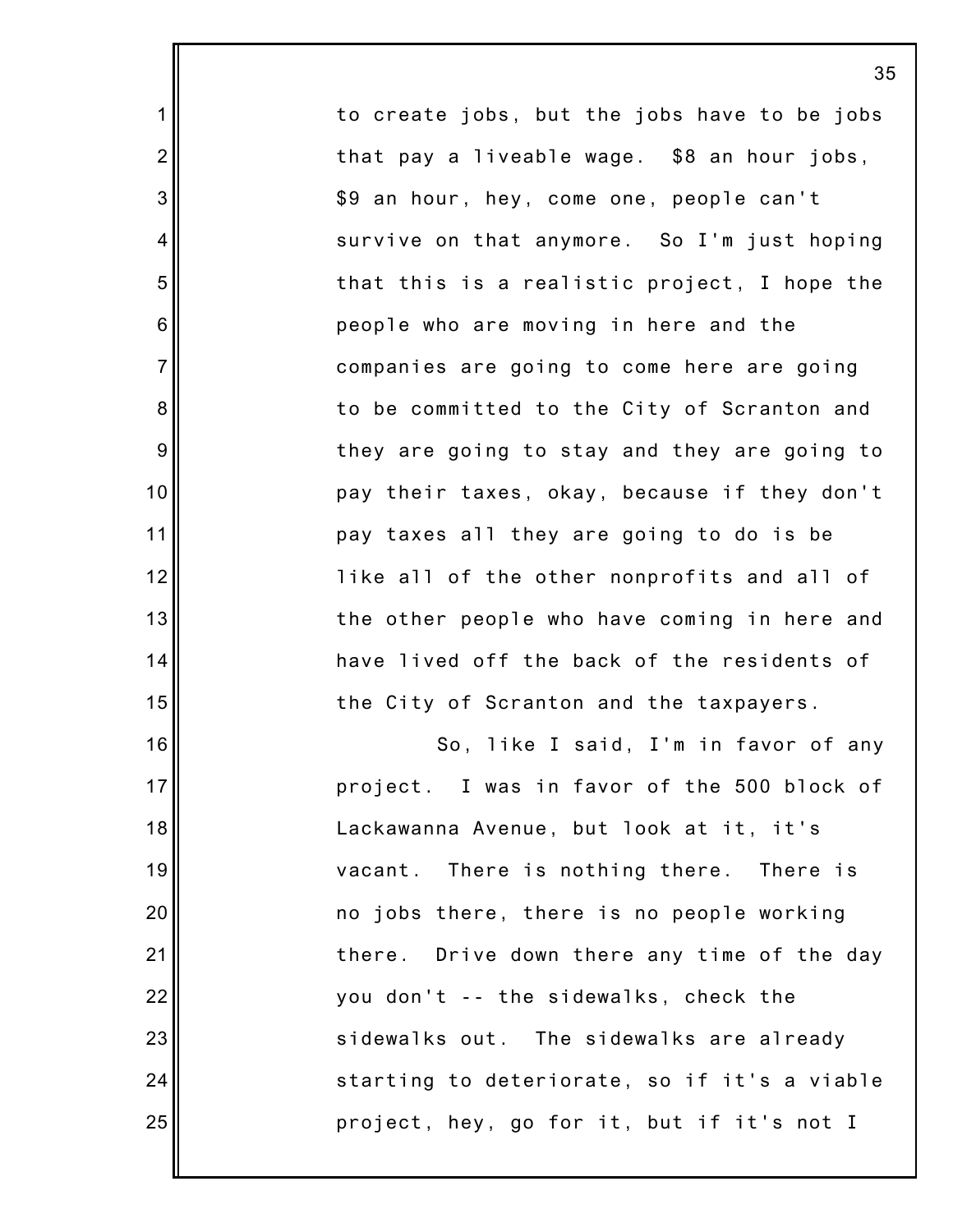to create jobs, but the jobs have to be jobs that pay a liveable wage. $8 an hour jobs, $9 an hour, hey, come one, people can't survive on that anymore. So I'm just hoping that this is a realistic project, I hope the people who are moving in here and the companies are going to come here are going to be committed to the City of Scranton and they are going to stay and they are going to pay their taxes, okay, because if they don't pay taxes all they are going to do is be like all of the other nonprofits and all of the other people who have coming in here and have lived off the back of the residents of the City of Scranton and the taxpayers.

So, like I said, I'm in favor of any project. I was in favor of the 500 block of Lackawanna Avenue, but look at it, it's vacant. There is nothing there. There is no jobs there, there is no people working there. Drive down there any time of the day you don't -- the sidewalks, check the sidewalks out. The sidewalks are already starting to deteriorate, so if it's a viable project, hey, go for it, but if it's not I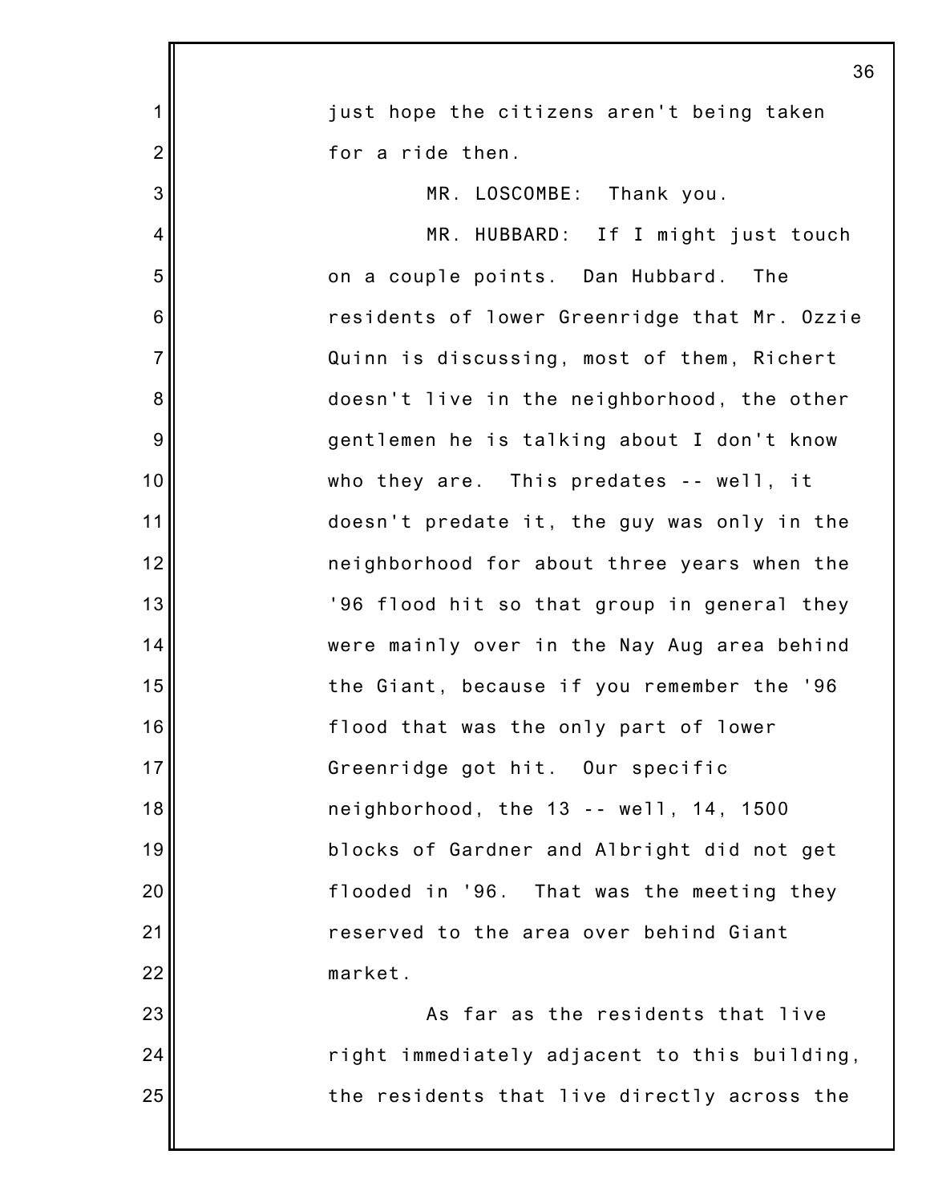just hope the citizens aren't being taken for a ride then.

MR. LOSCOMBE: Thank you.

MR. HUBBARD: If I might just touch on a couple points. Dan Hubbard. The residents of lower Greenridge that Mr. Ozzie Quinn is discussing, most of them, Richert doesn't live in the neighborhood, the other gentlemen he is talking about I don't know who they are. This predates -- well, it doesn't predate it, the guy was only in the neighborhood for about three years when the '96 flood hit so that group in general they were mainly over in the Nay Aug area behind the Giant, because if you remember the '96 flood that was the only part of lower Greenridge got hit. Our specific neighborhood, the 13 -- well, 14, 1500 blocks of Gardner and Albright did not get flooded in '96. That was the meeting they reserved to the area over behind Giant market.

As far as the residents that live right immediately adjacent to this building, the residents that live directly across the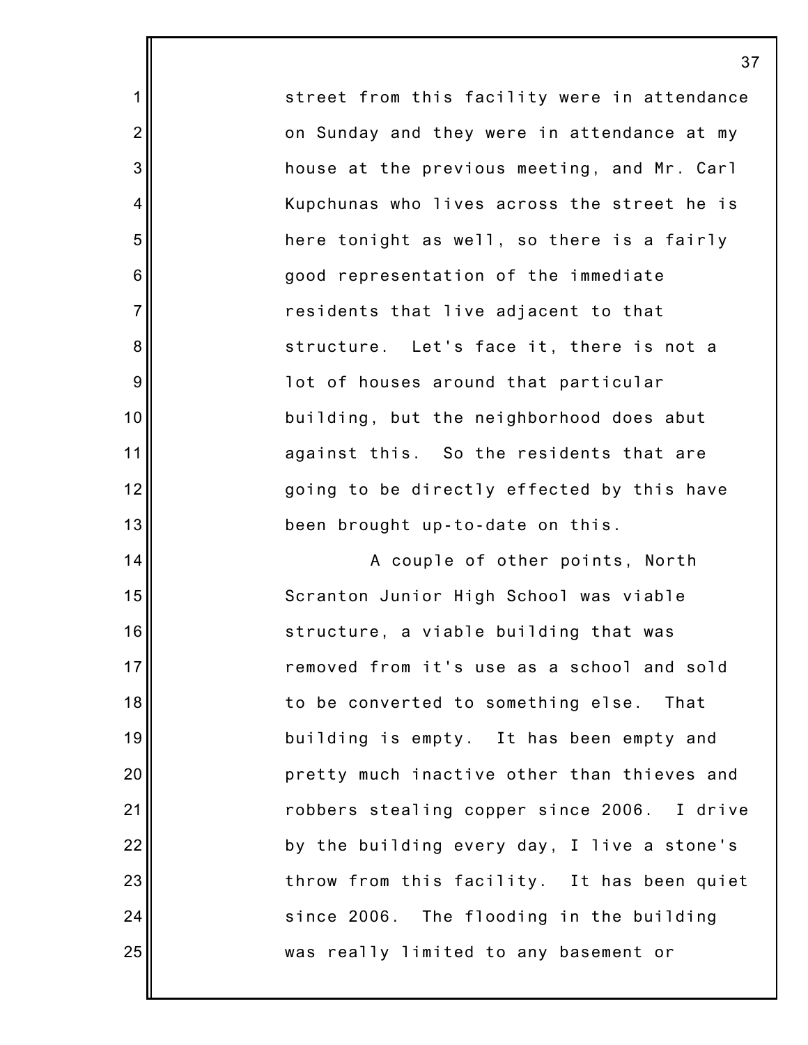street from this facility were in attendance on Sunday and they were in attendance at my house at the previous meeting, and Mr. Carl Kupchunas who lives across the street he is here tonight as well, so there is a fairly good representation of the immediate residents that live adjacent to that structure. Let's face it, there is not a lot of houses around that particular building, but the neighborhood does abut against this. So the residents that are going to be directly effected by this have been brought up-to-date on this.

A couple of other points, North Scranton Junior High School was viable structure, a viable building that was removed from it's use as a school and sold to be converted to something else. That building is empty. It has been empty and pretty much inactive other than thieves and robbers stealing copper since 2006. I drive by the building every day, I live a stone's throw from this facility. It has been quiet since 2006. The flooding in the building was really limited to any basement or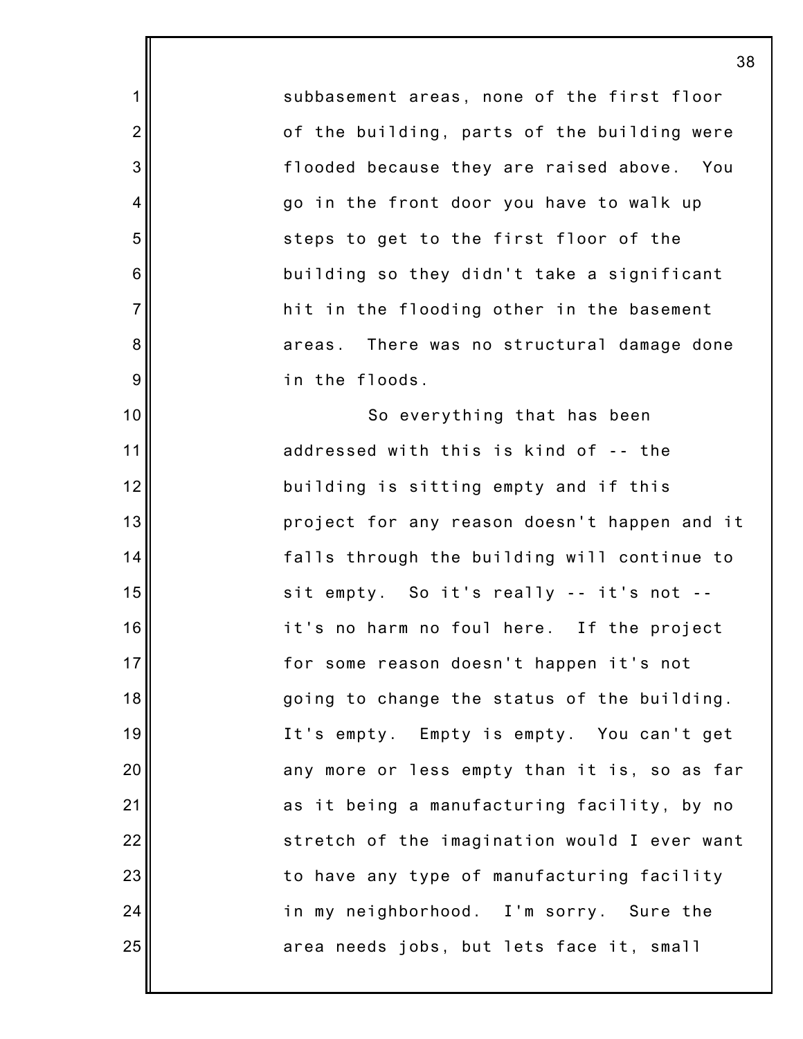subbasement areas, none of the first floor of the building, parts of the building were flooded because they are raised above. You go in the front door you have to walk up steps to get to the first floor of the building so they didn't take a significant hit in the flooding other in the basement areas. There was no structural damage done in the floods.

So everything that has been addressed with this is kind of -- the building is sitting empty and if this project for any reason doesn't happen and it falls through the building will continue to sit empty. So it's really -- it's not -- it's no harm no foul here. If the project for some reason doesn't happen it's not going to change the status of the building. It's empty. Empty is empty. You can't get any more or less empty than it is, so as far as it being a manufacturing facility, by no stretch of the imagination would I ever want to have any type of manufacturing facility in my neighborhood. I'm sorry. Sure the area needs jobs, but lets face it, small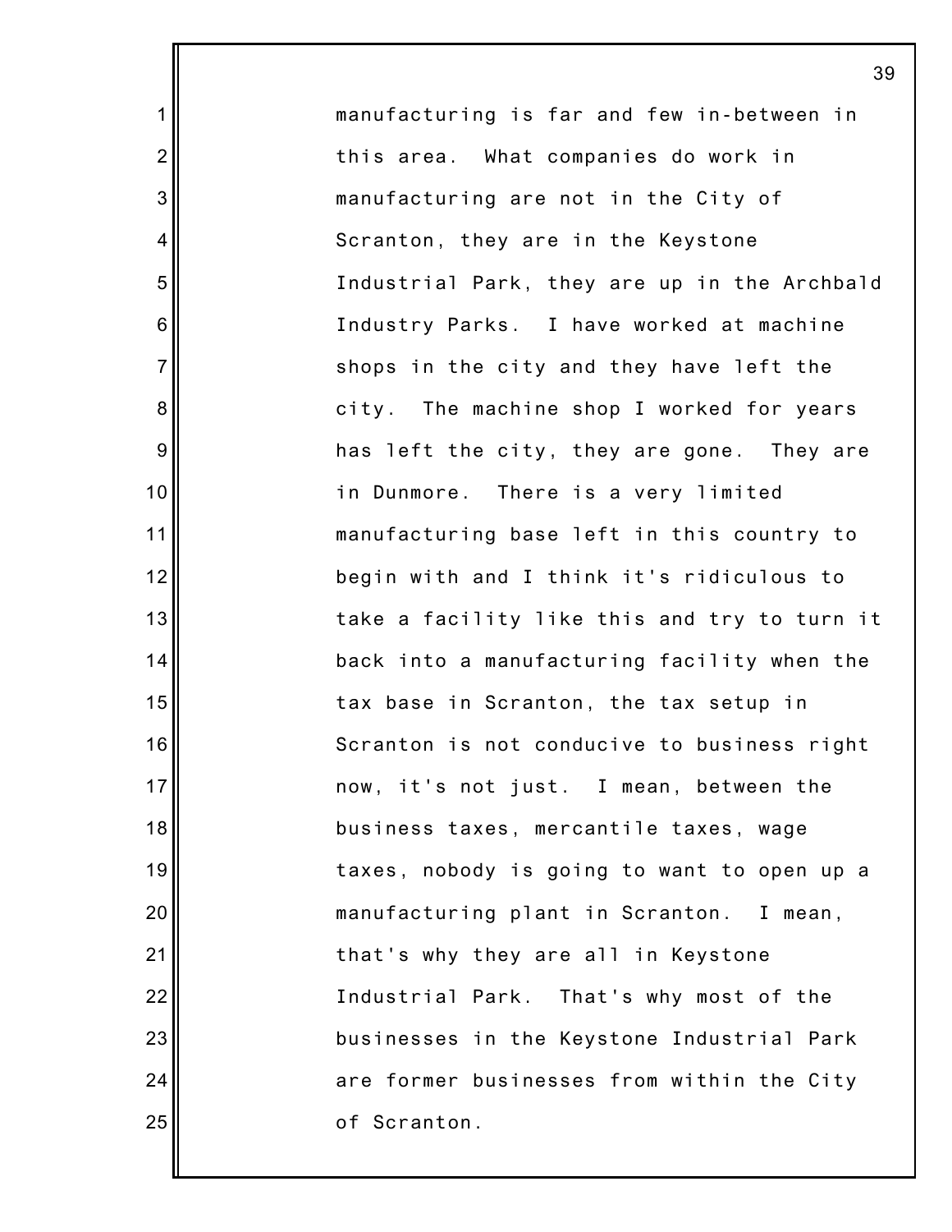manufacturing is far and few in-between in this area. What companies do work in manufacturing are not in the City of Scranton, they are in the Keystone Industrial Park, they are up in the Archbald Industry Parks. I have worked at machine shops in the city and they have left the city. The machine shop I worked for years has left the city, they are gone. They are in Dunmore. There is a very limited manufacturing base left in this country to begin with and I think it's ridiculous to take a facility like this and try to turn it back into a manufacturing facility when the tax base in Scranton, the tax setup in Scranton is not conducive to business right now, it's not just. I mean, between the business taxes, mercantile taxes, wage taxes, nobody is going to want to open up a manufacturing plant in Scranton. I mean, that's why they are all in Keystone Industrial Park. That's why most of the businesses in the Keystone Industrial Park are former businesses from within the City of Scranton.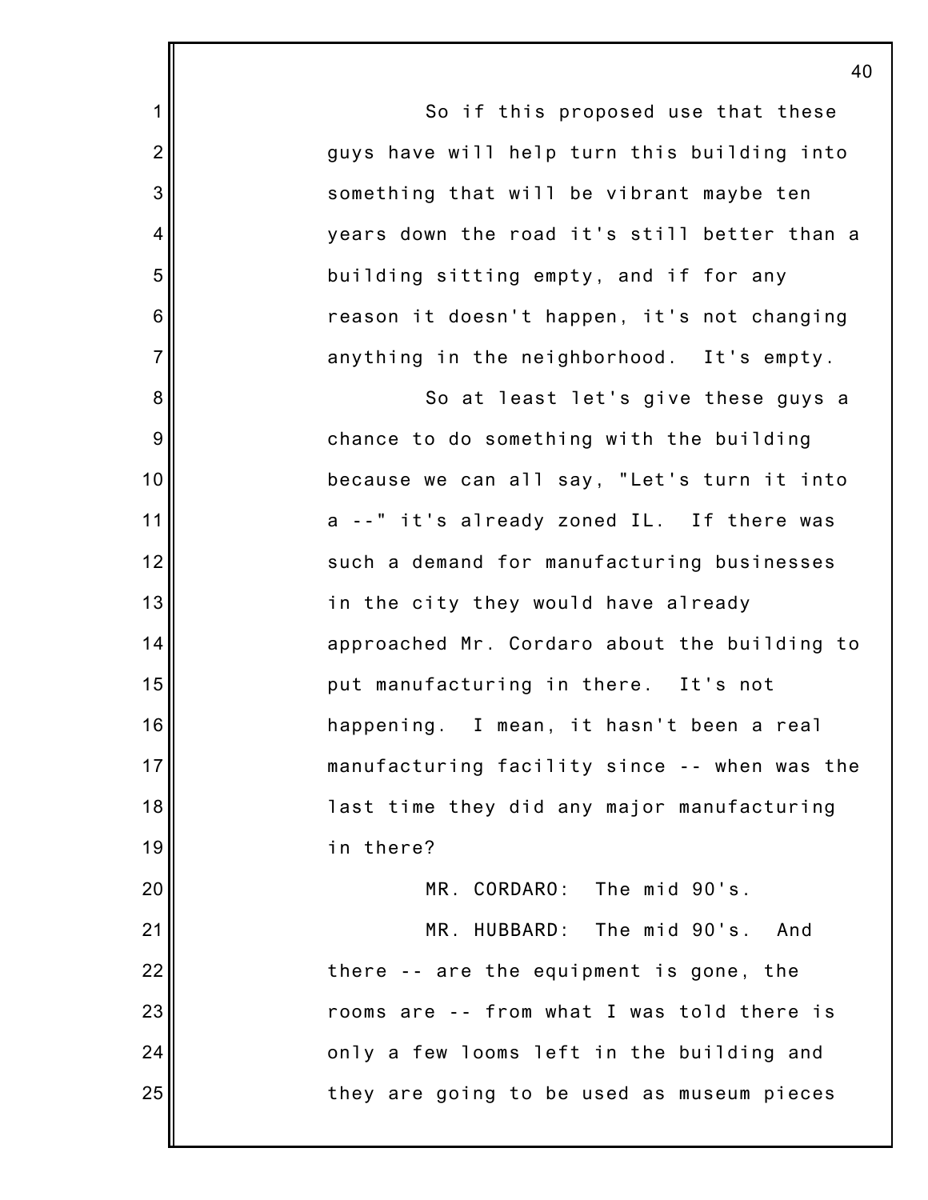So if this proposed use that these guys have will help turn this building into something that will be vibrant maybe ten years down the road it's still better than a building sitting empty, and if for any reason it doesn't happen, it's not changing anything in the neighborhood. It's empty.

So at least let's give these guys a chance to do something with the building because we can all say, "Let's turn it into a --" it's already zoned IL. If there was such a demand for manufacturing businesses in the city they would have already approached Mr. Cordaro about the building to put manufacturing in there. It's not happening. I mean, it hasn't been a real manufacturing facility since -- when was the last time they did any major manufacturing in there?

MR. CORDARO: The mid 90's.

MR. HUBBARD: The mid 90's. And there -- are the equipment is gone, the rooms are -- from what I was told there is only a few looms left in the building and they are going to be used as museum pieces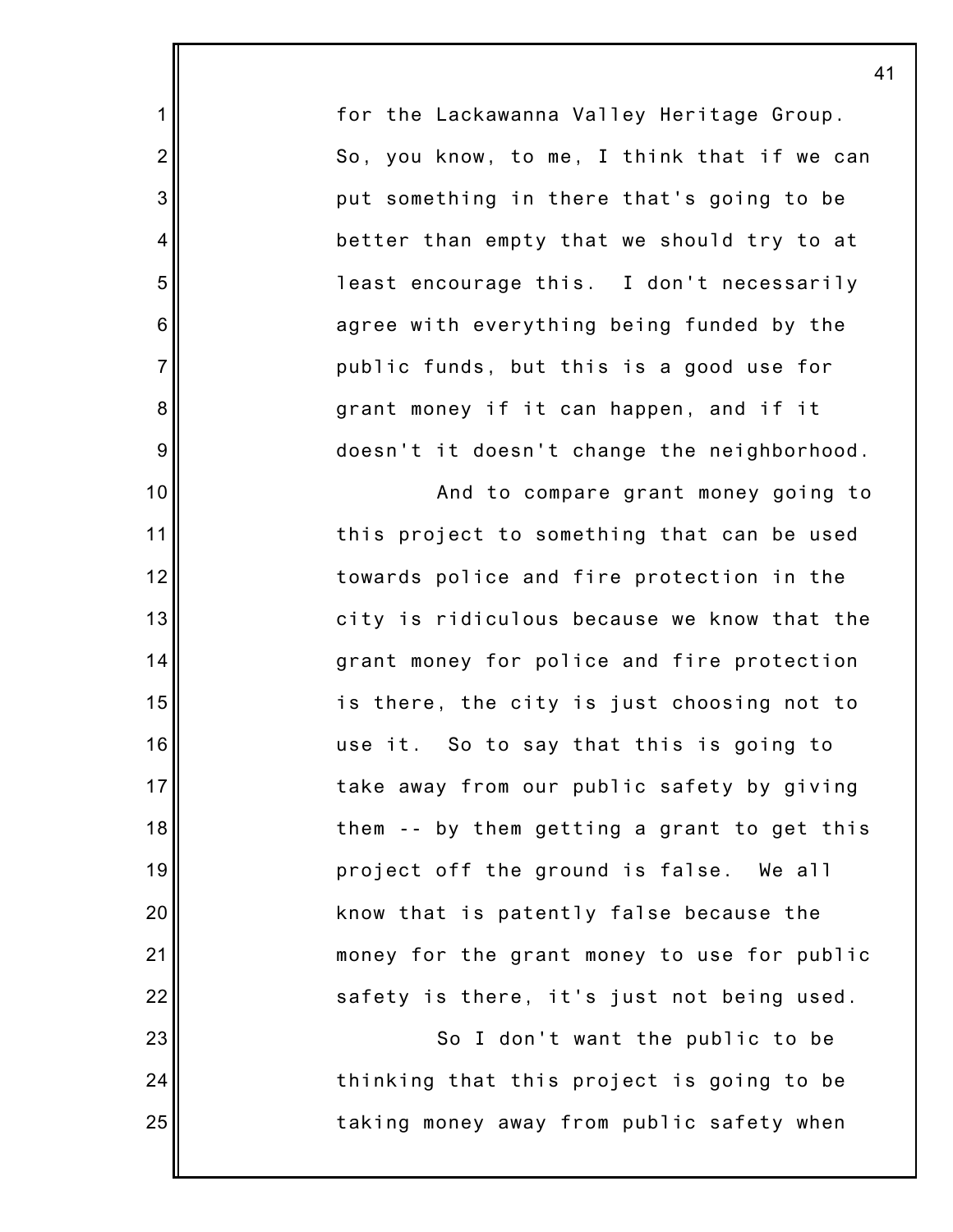for the Lackawanna Valley Heritage Group. So, you know, to me, I think that if we can put something in there that's going to be better than empty that we should try to at least encourage this. I don't necessarily agree with everything being funded by the public funds, but this is a good use for grant money if it can happen, and if it doesn't it doesn't change the neighborhood.

And to compare grant money going to this project to something that can be used towards police and fire protection in the city is ridiculous because we know that the grant money for police and fire protection is there, the city is just choosing not to use it. So to say that this is going to take away from our public safety by giving them -- by them getting a grant to get this project off the ground is false. We all know that is patently false because the money for the grant money to use for public safety is there, it's just not being used.

So I don't want the public to be thinking that this project is going to be taking money away from public safety when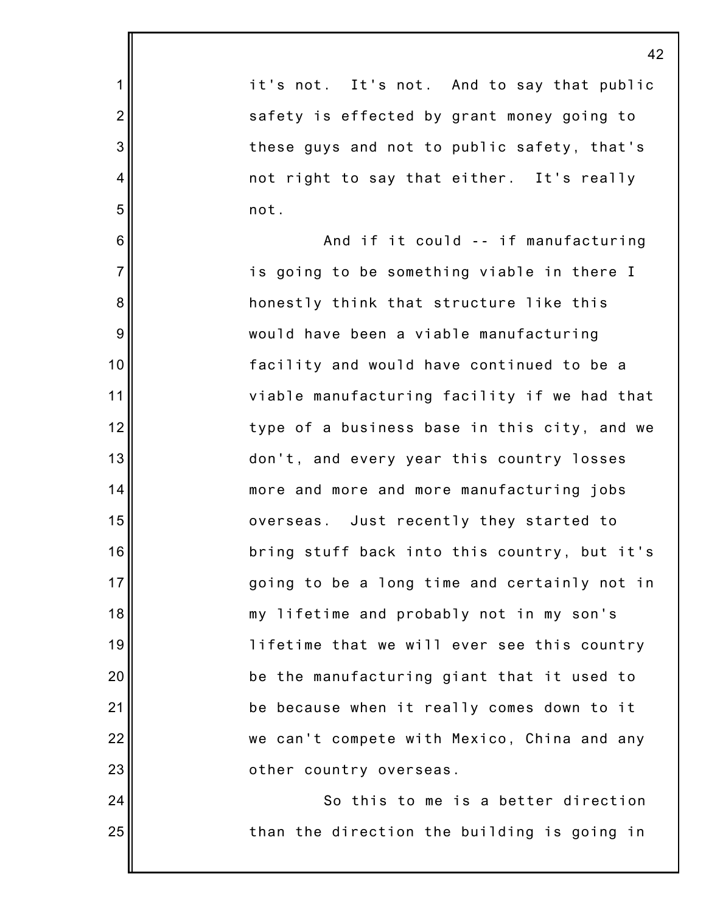it's not. It's not. And to say that public safety is effected by grant money going to these guys and not to public safety, that's not right to say that either. It's really not.

And if it could -- if manufacturing is going to be something viable in there I honestly think that structure like this would have been a viable manufacturing facility and would have continued to be a viable manufacturing facility if we had that type of a business base in this city, and we don't, and every year this country losses more and more and more manufacturing jobs overseas. Just recently they started to bring stuff back into this country, but it's going to be a long time and certainly not in my lifetime and probably not in my son's lifetime that we will ever see this country be the manufacturing giant that it used to be because when it really comes down to it we can't compete with Mexico, China and any other country overseas.

So this to me is a better direction than the direction the building is going in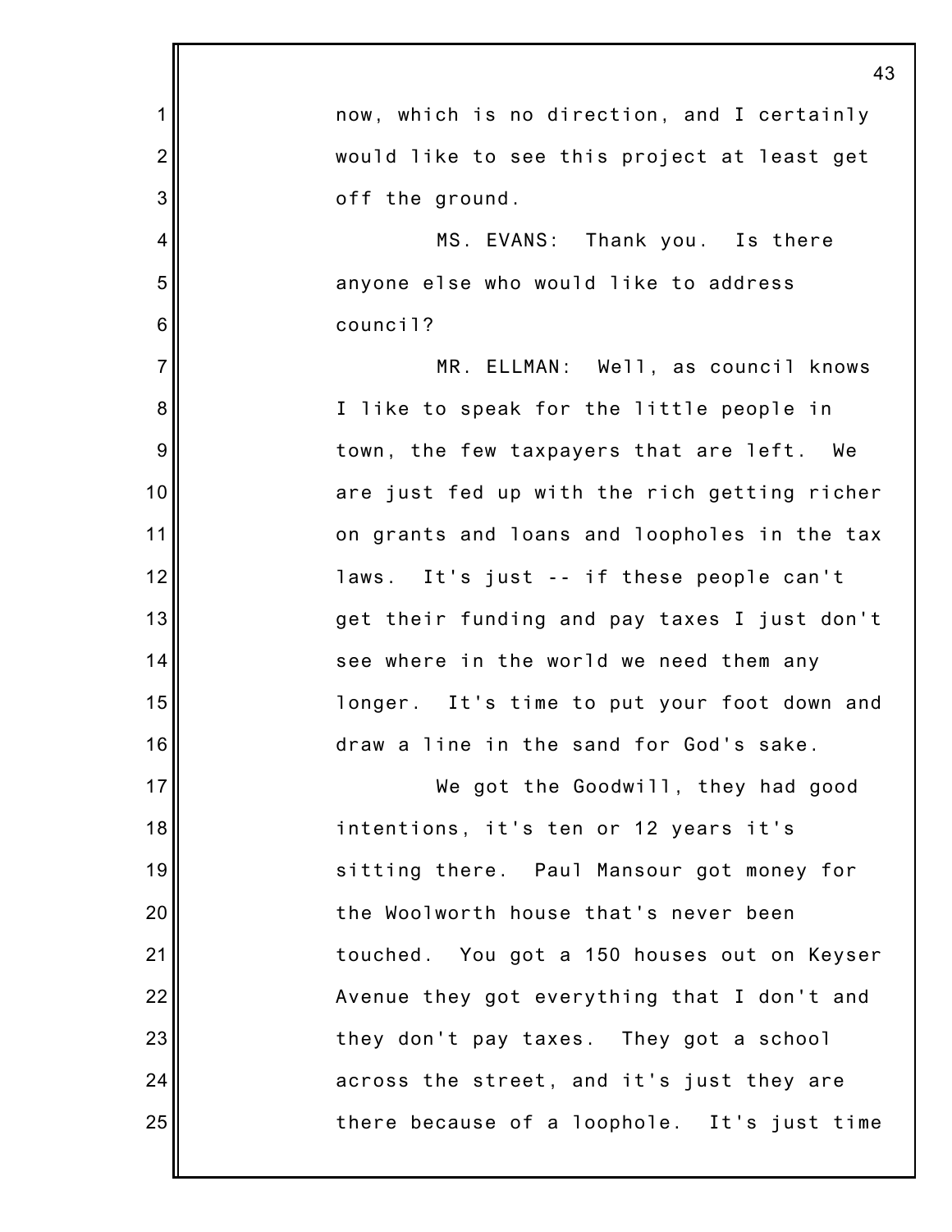now, which is no direction, and I certainly would like to see this project at least get off the ground.

MS. EVANS: Thank you. Is there anyone else who would like to address council?

MR. ELLMAN: Well, as council knows I like to speak for the little people in town, the few taxpayers that are left. We are just fed up with the rich getting richer on grants and loans and loopholes in the tax laws. It's just -- if these people can't get their funding and pay taxes I just don't see where in the world we need them any longer. It's time to put your foot down and draw a line in the sand for God's sake.

We got the Goodwill, they had good intentions, it's ten or 12 years it's sitting there. Paul Mansour got money for the Woolworth house that's never been touched. You got a 150 houses out on Keyser Avenue they got everything that I don't and they don't pay taxes. They got a school across the street, and it's just they are there because of a loophole. It's just time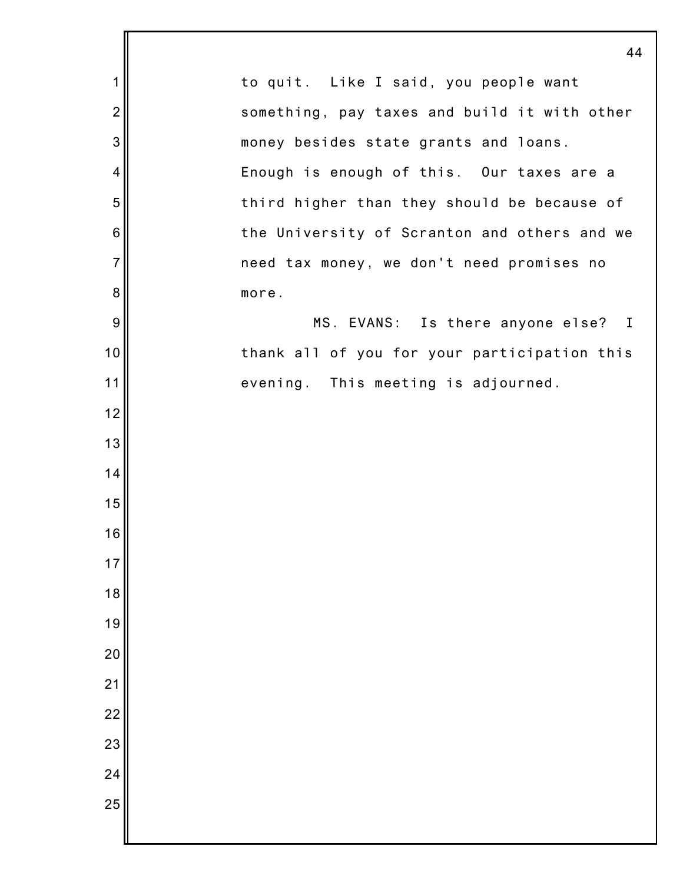to quit. Like I said, you people want something, pay taxes and build it with other money besides state grants and loans. Enough is enough of this. Our taxes are a third higher than they should be because of the University of Scranton and others and we need tax money, we don't need promises no more.

MS. EVANS: Is there anyone else? I thank all of you for your participation this evening. This meeting is adjourned.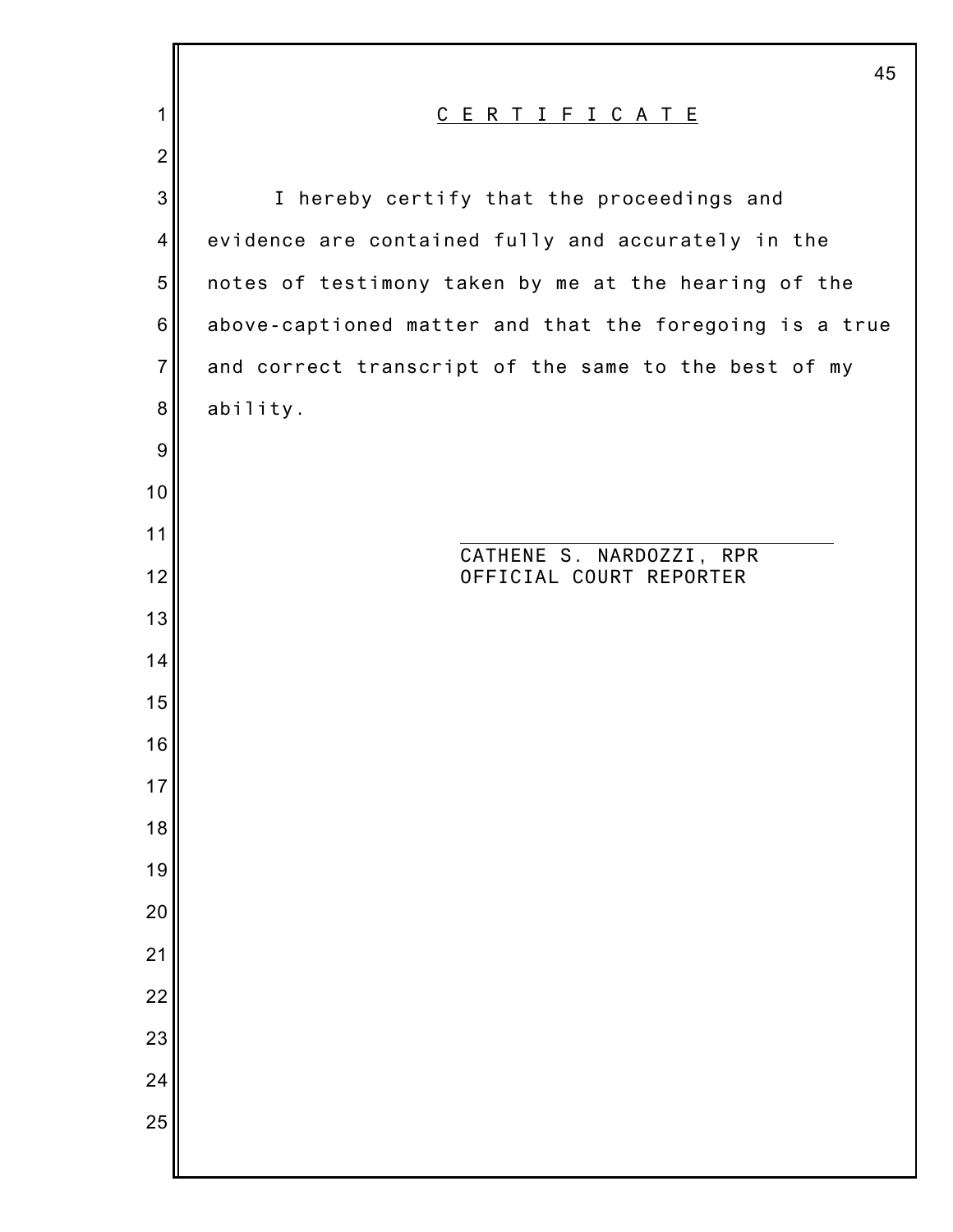# C E R T I F I C A T E

I hereby certify that the proceedings and evidence are contained fully and accurately in the notes of testimony taken by me at the hearing of the above-captioned matter and that the foregoing is a true and correct transcript of the same to the best of my ability.

CATHENE S. NARDOZZI, RPR
OFFICIAL COURT REPORTER